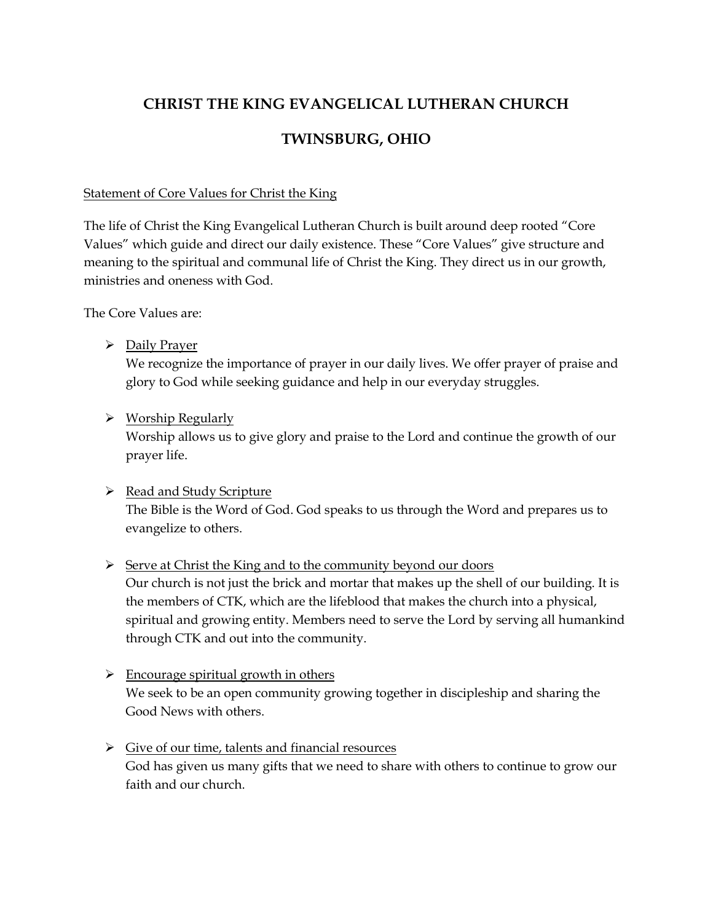# CHRIST THE KING EVANGELICAL LUTHERAN CHURCH

# TWINSBURG, OHIO

<u>Statement of Core Values for Christ the King</u>

The life of Christ the King Evangelical Lutheran Church is built around deep rooted "Core Values" which guide and direct our daily existence. These "Core Values" give structure and meaning to the spiritual and communal life of Christ the King. They direct us in our growth, ministries and oneness with God.

The Core Values are:

- <u>Daily Prayer</u>
  We recognize the importance of prayer in our daily lives. We offer prayer of praise and glory to God while seeking guidance and help in our everyday struggles.

- <u>Worship Regularly</u>
  Worship allows us to give glory and praise to the Lord and continue the growth of our prayer life.

- <u>Read and Study Scripture</u>
  The Bible is the Word of God. God speaks to us through the Word and prepares us to evangelize to others.

- <u>Serve at Christ the King and to the community beyond our doors</u>
  Our church is not just the brick and mortar that makes up the shell of our building. It is the members of CTK, which are the lifeblood that makes the church into a physical, spiritual and growing entity. Members need to serve the Lord by serving all humankind through CTK and out into the community.

- <u>Encourage spiritual growth in others</u>
  We seek to be an open community growing together in discipleship and sharing the Good News with others.

- <u>Give of our time, talents and financial resources</u>
  God has given us many gifts that we need to share with others to continue to grow our faith and our church.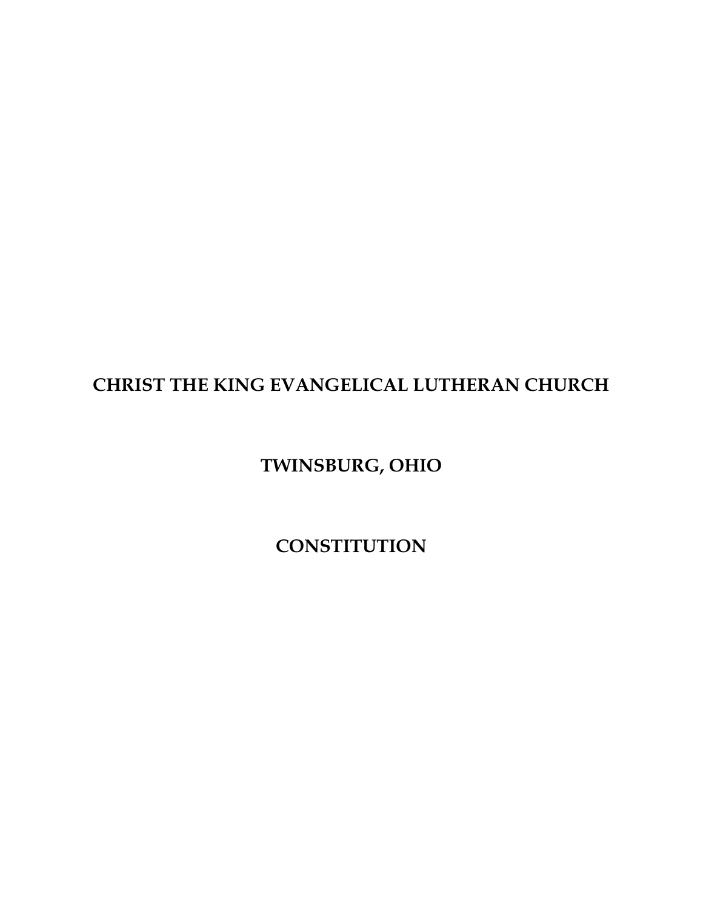# CHRIST THE KING EVANGELICAL LUTHERAN CHURCH

# TWINSBURG, OHIO

# CONSTITUTION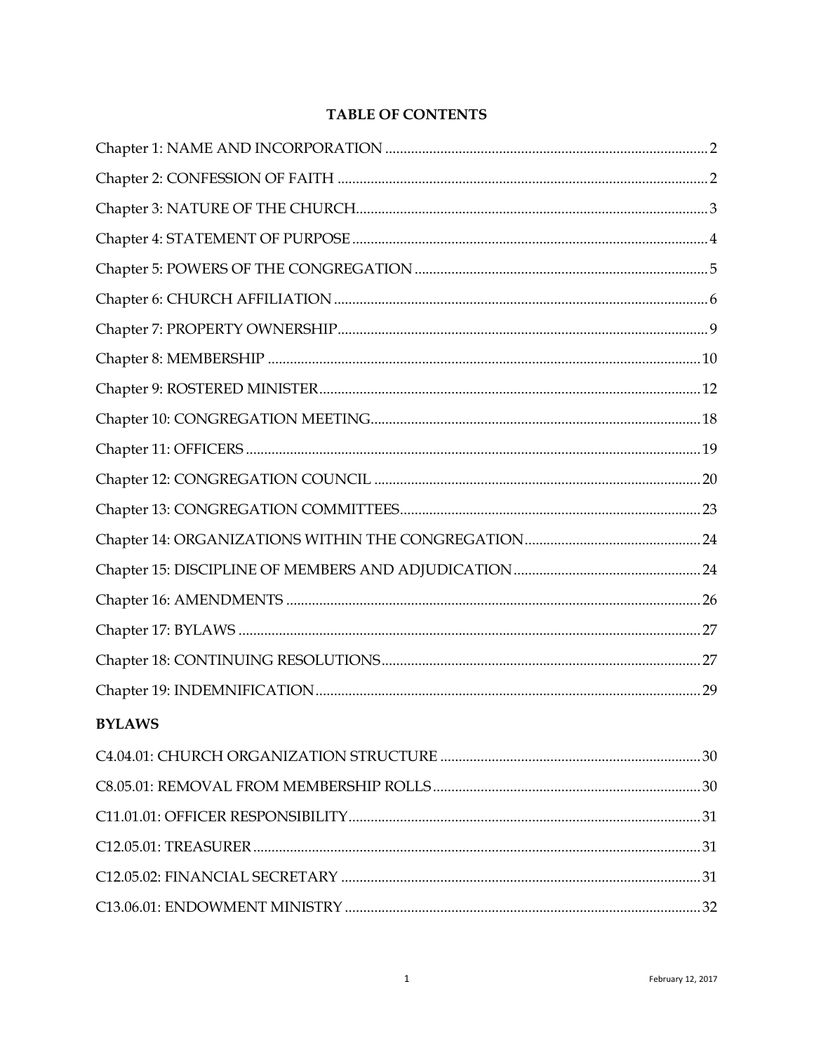**TABLE OF CONTENTS**

| | |
|---|---|
| Chapter 1: NAME AND INCORPORATION | 2 |
| Chapter 2: CONFESSION OF FAITH | 2 |
| Chapter 3: NATURE OF THE CHURCH | 3 |
| Chapter 4: STATEMENT OF PURPOSE | 4 |
| Chapter 5: POWERS OF THE CONGREGATION | 5 |
| Chapter 6: CHURCH AFFILIATION | 6 |
| Chapter 7: PROPERTY OWNERSHIP | 9 |
| Chapter 8: MEMBERSHIP | 10 |
| Chapter 9: ROSTERED MINISTER | 12 |
| Chapter 10: CONGREGATION MEETING | 18 |
| Chapter 11: OFFICERS | 19 |
| Chapter 12: CONGREGATION COUNCIL | 20 |
| Chapter 13: CONGREGATION COMMITTEES | 23 |
| Chapter 14: ORGANIZATIONS WITHIN THE CONGREGATION | 24 |
| Chapter 15: DISCIPLINE OF MEMBERS AND ADJUDICATION | 24 |
| Chapter 16: AMENDMENTS | 26 |
| Chapter 17: BYLAWS | 27 |
| Chapter 18: CONTINUING RESOLUTIONS | 27 |
| Chapter 19: INDEMNIFICATION | 29 |

**BYLAWS**

| | |
|---|---|
| C4.04.01: CHURCH ORGANIZATION STRUCTURE | 30 |
| C8.05.01: REMOVAL FROM MEMBERSHIP ROLLS | 30 |
| C11.01.01: OFFICER RESPONSIBILITY | 31 |
| C12.05.01: TREASURER | 31 |
| C12.05.02: FINANCIAL SECRETARY | 31 |
| C13.06.01: ENDOWMENT MINISTRY | 32 |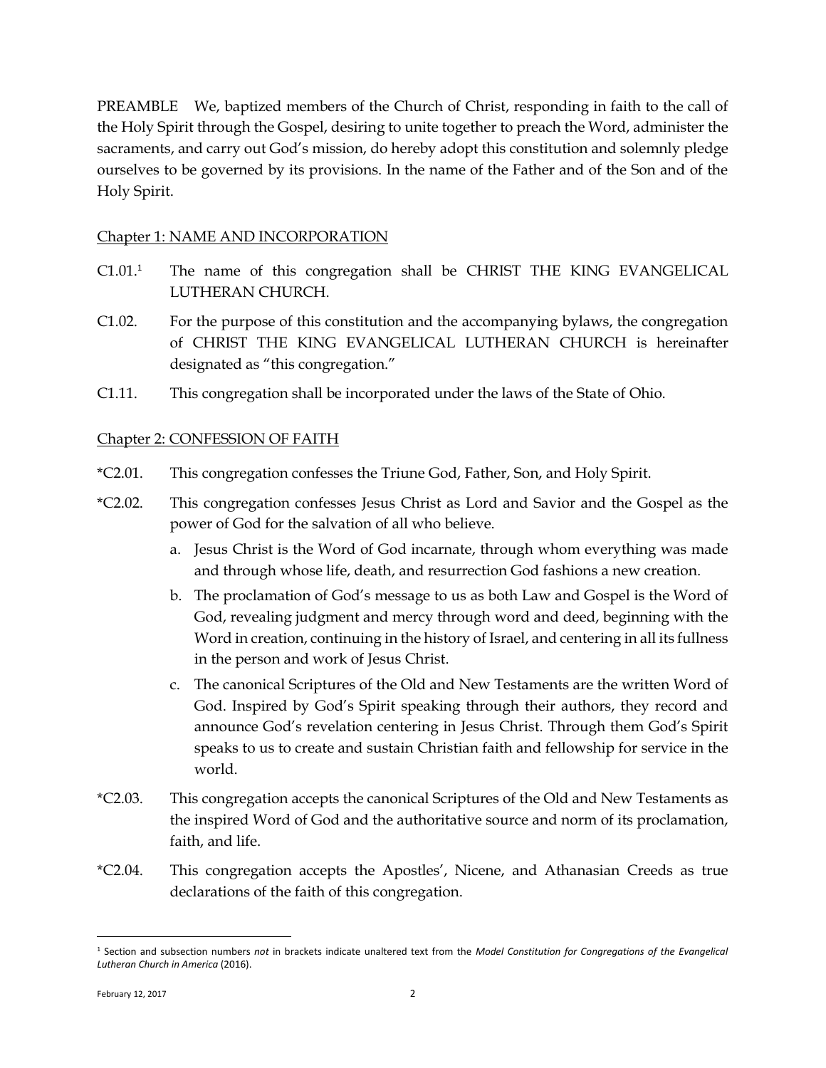PREAMBLE We, baptized members of the Church of Christ, responding in faith to the call of the Holy Spirit through the Gospel, desiring to unite together to preach the Word, administer the sacraments, and carry out God's mission, do hereby adopt this constitution and solemnly pledge ourselves to be governed by its provisions. In the name of the Father and of the Son and of the Holy Spirit.

## Chapter 1: NAME AND INCORPORATION

C1.01.[1] The name of this congregation shall be CHRIST THE KING EVANGELICAL LUTHERAN CHURCH.

C1.02. For the purpose of this constitution and the accompanying bylaws, the congregation of CHRIST THE KING EVANGELICAL LUTHERAN CHURCH is hereinafter designated as "this congregation."

C1.11. This congregation shall be incorporated under the laws of the State of Ohio.

## Chapter 2: CONFESSION OF FAITH

*C2.01. This congregation confesses the Triune God, Father, Son, and Holy Spirit.

*C2.02. This congregation confesses Jesus Christ as Lord and Savior and the Gospel as the power of God for the salvation of all who believe.

a. Jesus Christ is the Word of God incarnate, through whom everything was made and through whose life, death, and resurrection God fashions a new creation.

b. The proclamation of God's message to us as both Law and Gospel is the Word of God, revealing judgment and mercy through word and deed, beginning with the Word in creation, continuing in the history of Israel, and centering in all its fullness in the person and work of Jesus Christ.

c. The canonical Scriptures of the Old and New Testaments are the written Word of God. Inspired by God's Spirit speaking through their authors, they record and announce God's revelation centering in Jesus Christ. Through them God's Spirit speaks to us to create and sustain Christian faith and fellowship for service in the world.

*C2.03. This congregation accepts the canonical Scriptures of the Old and New Testaments as the inspired Word of God and the authoritative source and norm of its proclamation, faith, and life.

*C2.04. This congregation accepts the Apostles', Nicene, and Athanasian Creeds as true declarations of the faith of this congregation.

[1] Section and subsection numbers *not* in brackets indicate unaltered text from the *Model Constitution for Congregations of the Evangelical Lutheran Church in America* (2016).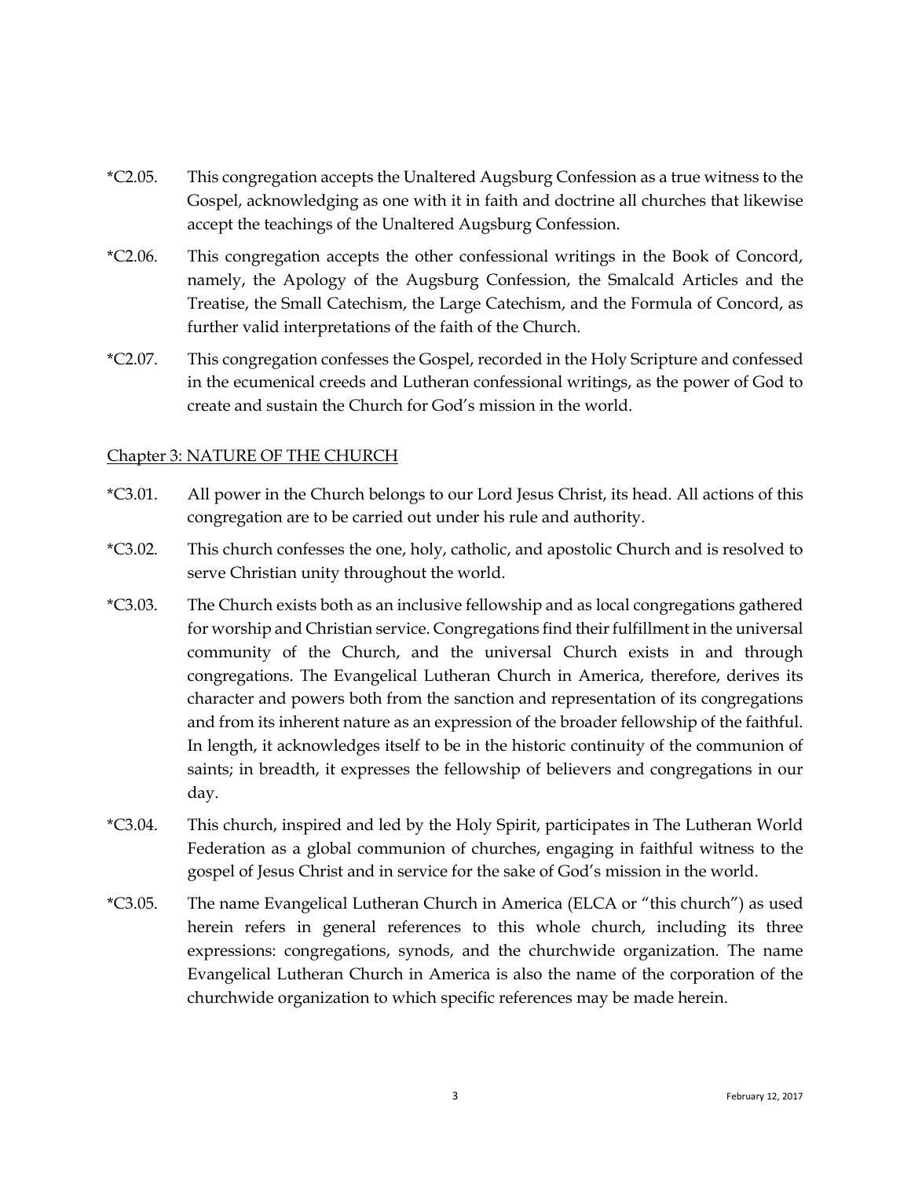*C2.05. This congregation accepts the Unaltered Augsburg Confession as a true witness to the Gospel, acknowledging as one with it in faith and doctrine all churches that likewise accept the teachings of the Unaltered Augsburg Confession.

*C2.06. This congregation accepts the other confessional writings in the Book of Concord, namely, the Apology of the Augsburg Confession, the Smalcald Articles and the Treatise, the Small Catechism, the Large Catechism, and the Formula of Concord, as further valid interpretations of the faith of the Church.

*C2.07. This congregation confesses the Gospel, recorded in the Holy Scripture and confessed in the ecumenical creeds and Lutheran confessional writings, as the power of God to create and sustain the Church for God's mission in the world.

## Chapter 3: NATURE OF THE CHURCH

*C3.01. All power in the Church belongs to our Lord Jesus Christ, its head. All actions of this congregation are to be carried out under his rule and authority.

*C3.02. This church confesses the one, holy, catholic, and apostolic Church and is resolved to serve Christian unity throughout the world.

*C3.03. The Church exists both as an inclusive fellowship and as local congregations gathered for worship and Christian service. Congregations find their fulfillment in the universal community of the Church, and the universal Church exists in and through congregations. The Evangelical Lutheran Church in America, therefore, derives its character and powers both from the sanction and representation of its congregations and from its inherent nature as an expression of the broader fellowship of the faithful. In length, it acknowledges itself to be in the historic continuity of the communion of saints; in breadth, it expresses the fellowship of believers and congregations in our day.

*C3.04. This church, inspired and led by the Holy Spirit, participates in The Lutheran World Federation as a global communion of churches, engaging in faithful witness to the gospel of Jesus Christ and in service for the sake of God's mission in the world.

*C3.05. The name Evangelical Lutheran Church in America (ELCA or "this church") as used herein refers in general references to this whole church, including its three expressions: congregations, synods, and the churchwide organization. The name Evangelical Lutheran Church in America is also the name of the corporation of the churchwide organization to which specific references may be made herein.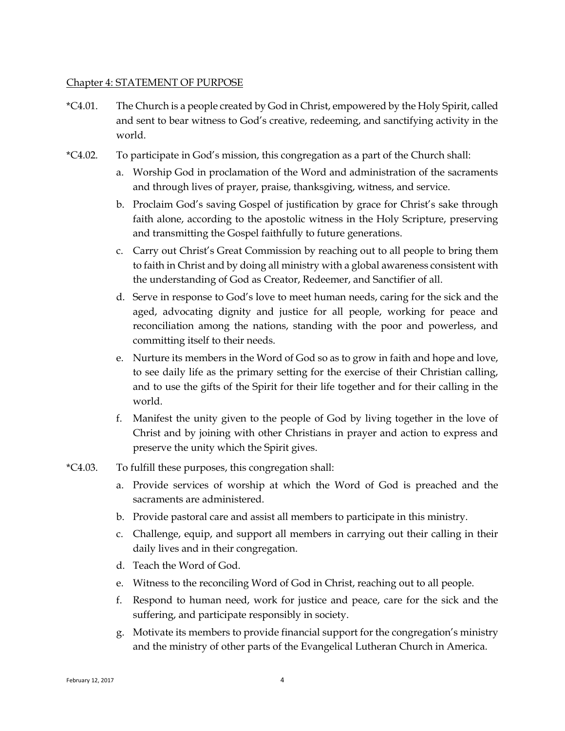## Chapter 4: STATEMENT OF PURPOSE

*C4.01. The Church is a people created by God in Christ, empowered by the Holy Spirit, called and sent to bear witness to God's creative, redeeming, and sanctifying activity in the world.

*C4.02. To participate in God's mission, this congregation as a part of the Church shall:

a. Worship God in proclamation of the Word and administration of the sacraments and through lives of prayer, praise, thanksgiving, witness, and service.

b. Proclaim God's saving Gospel of justification by grace for Christ's sake through faith alone, according to the apostolic witness in the Holy Scripture, preserving and transmitting the Gospel faithfully to future generations.

c. Carry out Christ's Great Commission by reaching out to all people to bring them to faith in Christ and by doing all ministry with a global awareness consistent with the understanding of God as Creator, Redeemer, and Sanctifier of all.

d. Serve in response to God's love to meet human needs, caring for the sick and the aged, advocating dignity and justice for all people, working for peace and reconciliation among the nations, standing with the poor and powerless, and committing itself to their needs.

e. Nurture its members in the Word of God so as to grow in faith and hope and love, to see daily life as the primary setting for the exercise of their Christian calling, and to use the gifts of the Spirit for their life together and for their calling in the world.

f. Manifest the unity given to the people of God by living together in the love of Christ and by joining with other Christians in prayer and action to express and preserve the unity which the Spirit gives.

*C4.03. To fulfill these purposes, this congregation shall:

a. Provide services of worship at which the Word of God is preached and the sacraments are administered.

b. Provide pastoral care and assist all members to participate in this ministry.

c. Challenge, equip, and support all members in carrying out their calling in their daily lives and in their congregation.

d. Teach the Word of God.

e. Witness to the reconciling Word of God in Christ, reaching out to all people.

f. Respond to human need, work for justice and peace, care for the sick and the suffering, and participate responsibly in society.

g. Motivate its members to provide financial support for the congregation's ministry and the ministry of other parts of the Evangelical Lutheran Church in America.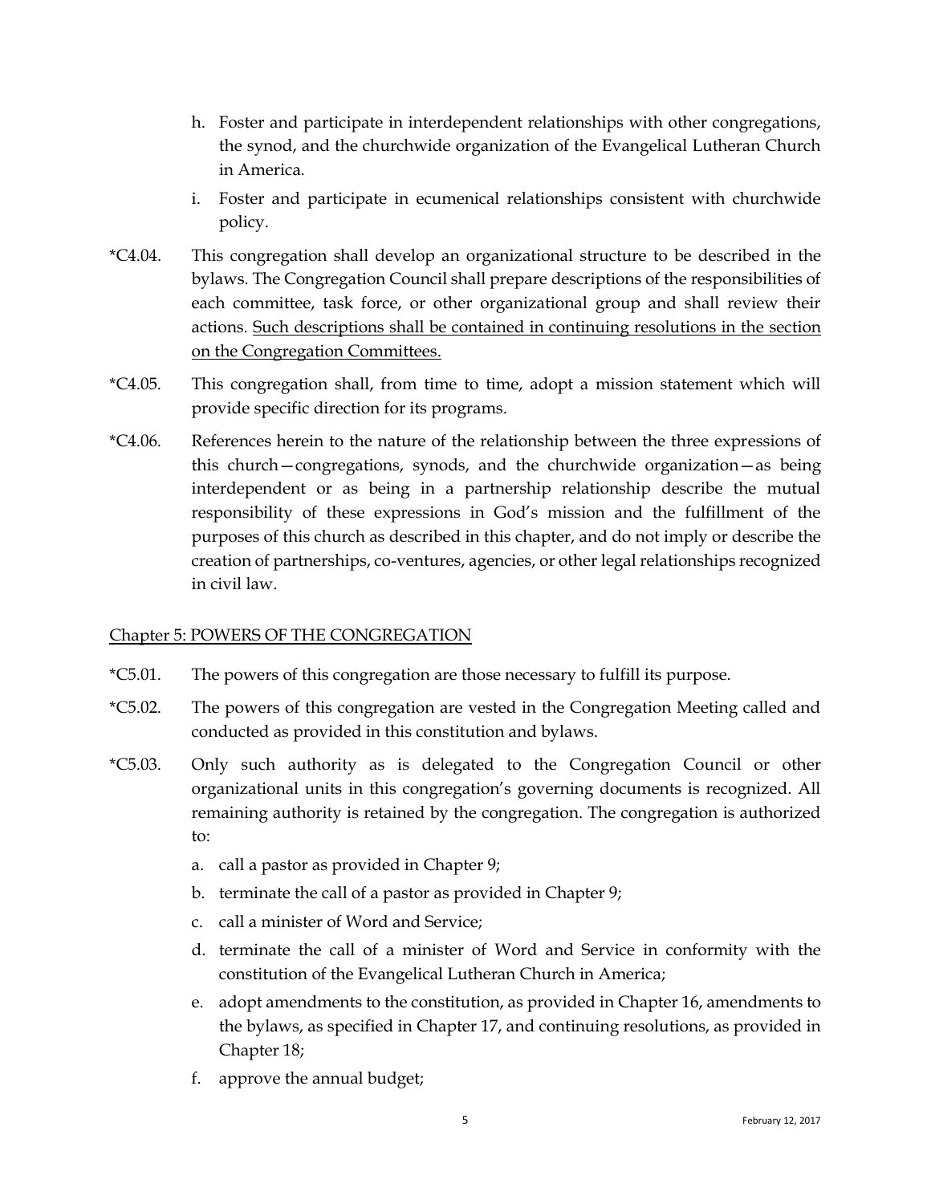h. Foster and participate in interdependent relationships with other congregations, the synod, and the churchwide organization of the Evangelical Lutheran Church in America.

i. Foster and participate in ecumenical relationships consistent with churchwide policy.

*C4.04. This congregation shall develop an organizational structure to be described in the bylaws. The Congregation Council shall prepare descriptions of the responsibilities of each committee, task force, or other organizational group and shall review their actions. <u>Such descriptions shall be contained in continuing resolutions in the section on the Congregation Committees.</u>

*C4.05. This congregation shall, from time to time, adopt a mission statement which will provide specific direction for its programs.

*C4.06. References herein to the nature of the relationship between the three expressions of this church—congregations, synods, and the churchwide organization—as being interdependent or as being in a partnership relationship describe the mutual responsibility of these expressions in God's mission and the fulfillment of the purposes of this church as described in this chapter, and do not imply or describe the creation of partnerships, co-ventures, agencies, or other legal relationships recognized in civil law.

## <u>Chapter 5: POWERS OF THE CONGREGATION</u>

*C5.01. The powers of this congregation are those necessary to fulfill its purpose.

*C5.02. The powers of this congregation are vested in the Congregation Meeting called and conducted as provided in this constitution and bylaws.

*C5.03. Only such authority as is delegated to the Congregation Council or other organizational units in this congregation's governing documents is recognized. All remaining authority is retained by the congregation. The congregation is authorized to:

a. call a pastor as provided in Chapter 9;

b. terminate the call of a pastor as provided in Chapter 9;

c. call a minister of Word and Service;

d. terminate the call of a minister of Word and Service in conformity with the constitution of the Evangelical Lutheran Church in America;

e. adopt amendments to the constitution, as provided in Chapter 16, amendments to the bylaws, as specified in Chapter 17, and continuing resolutions, as provided in Chapter 18;

f. approve the annual budget;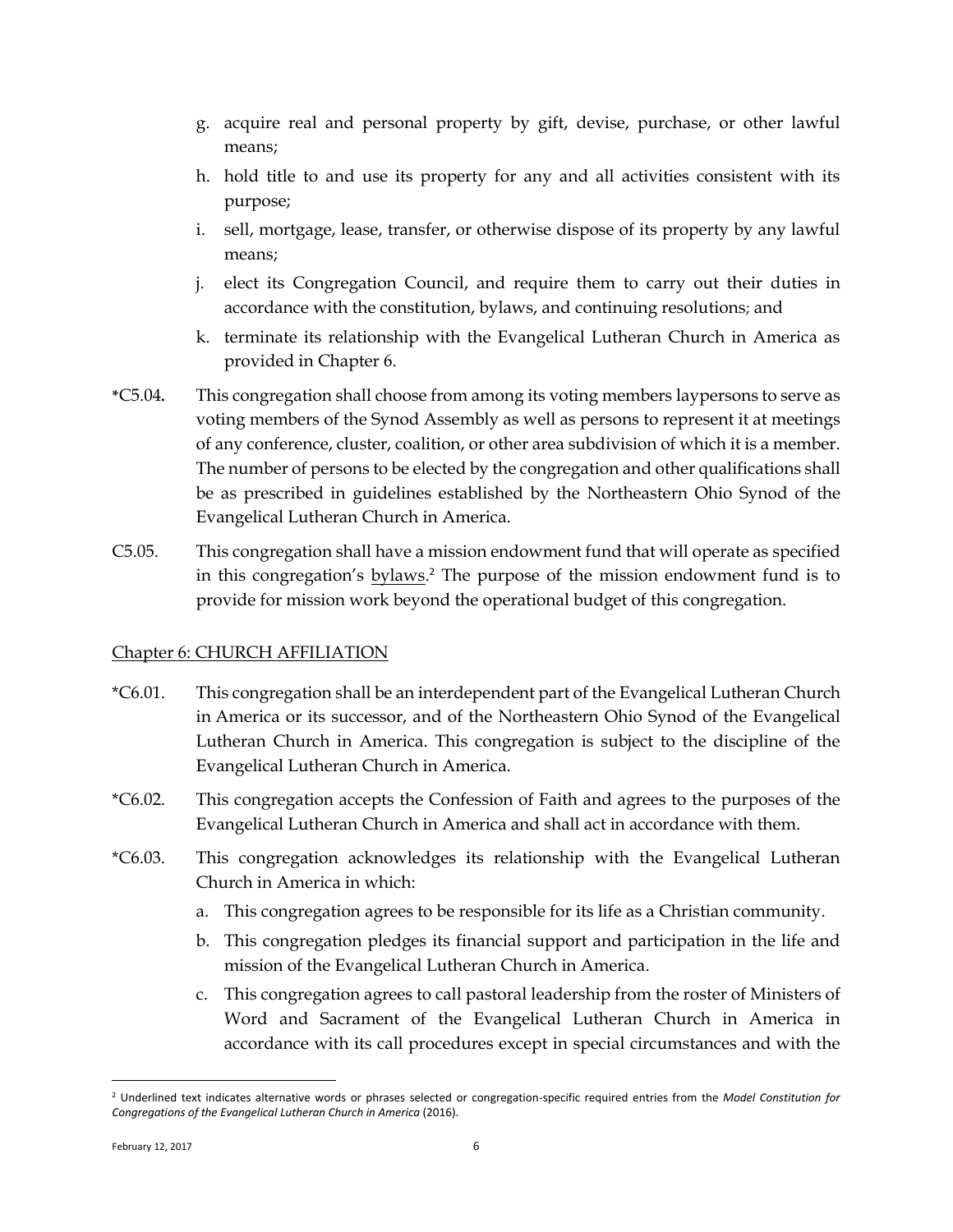g. acquire real and personal property by gift, devise, purchase, or other lawful means;

h. hold title to and use its property for any and all activities consistent with its purpose;

i. sell, mortgage, lease, transfer, or otherwise dispose of its property by any lawful means;

j. elect its Congregation Council, and require them to carry out their duties in accordance with the constitution, bylaws, and continuing resolutions; and

k. terminate its relationship with the Evangelical Lutheran Church in America as provided in Chapter 6.

*C5.04. This congregation shall choose from among its voting members laypersons to serve as voting members of the Synod Assembly as well as persons to represent it at meetings of any conference, cluster, coalition, or other area subdivision of which it is a member. The number of persons to be elected by the congregation and other qualifications shall be as prescribed in guidelines established by the Northeastern Ohio Synod of the Evangelical Lutheran Church in America.

C5.05. This congregation shall have a mission endowment fund that will operate as specified in this congregation's <u>bylaws</u>.[2] The purpose of the mission endowment fund is to provide for mission work beyond the operational budget of this congregation.

<u>Chapter 6: CHURCH AFFILIATION</u>

*C6.01. This congregation shall be an interdependent part of the Evangelical Lutheran Church in America or its successor, and of the Northeastern Ohio Synod of the Evangelical Lutheran Church in America. This congregation is subject to the discipline of the Evangelical Lutheran Church in America.

*C6.02. This congregation accepts the Confession of Faith and agrees to the purposes of the Evangelical Lutheran Church in America and shall act in accordance with them.

*C6.03. This congregation acknowledges its relationship with the Evangelical Lutheran Church in America in which:

a. This congregation agrees to be responsible for its life as a Christian community.

b. This congregation pledges its financial support and participation in the life and mission of the Evangelical Lutheran Church in America.

c. This congregation agrees to call pastoral leadership from the roster of Ministers of Word and Sacrament of the Evangelical Lutheran Church in America in accordance with its call procedures except in special circumstances and with the

---

[2] Underlined text indicates alternative words or phrases selected or congregation-specific required entries from the *Model Constitution for Congregations of the Evangelical Lutheran Church in America* (2016).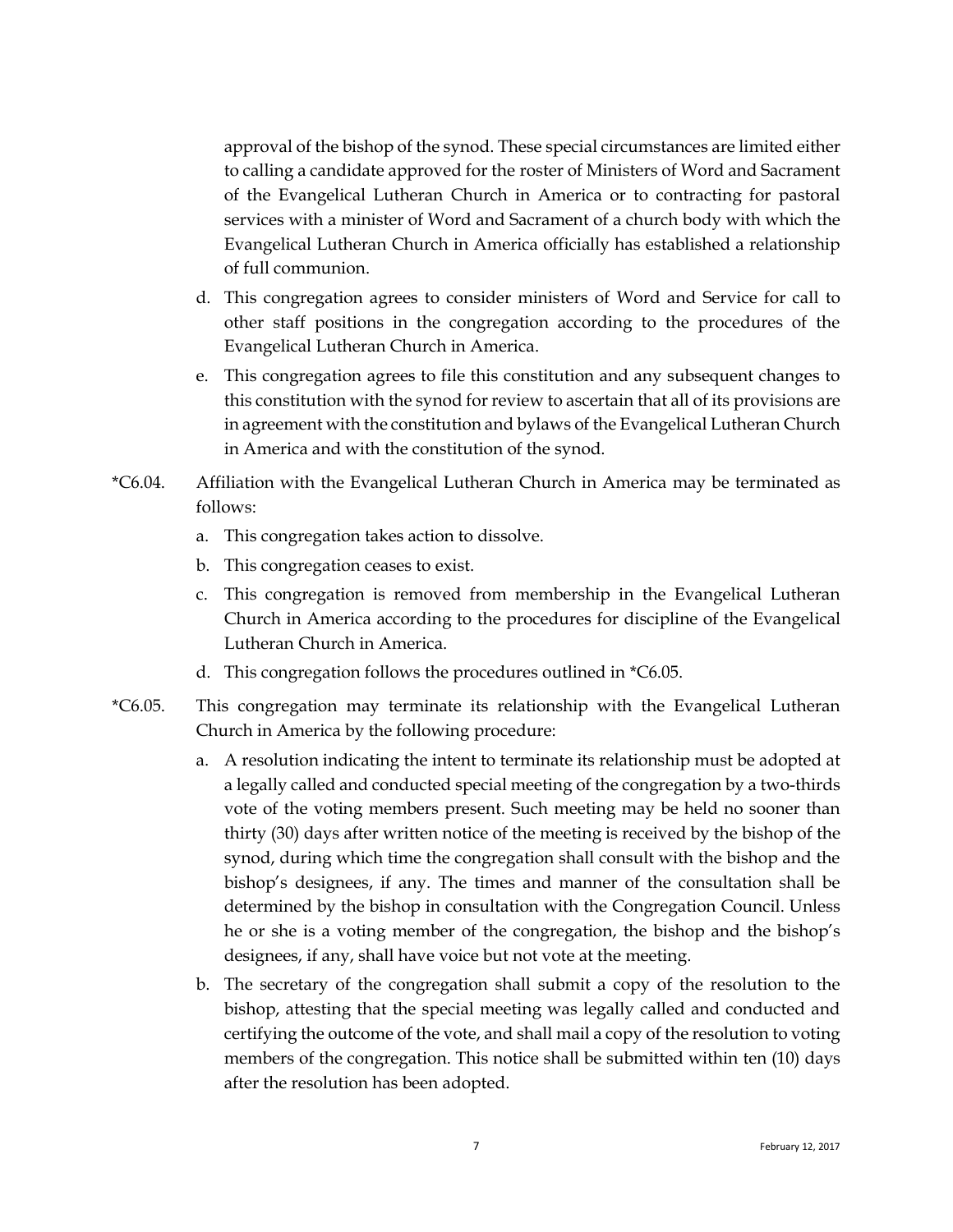approval of the bishop of the synod. These special circumstances are limited either to calling a candidate approved for the roster of Ministers of Word and Sacrament of the Evangelical Lutheran Church in America or to contracting for pastoral services with a minister of Word and Sacrament of a church body with which the Evangelical Lutheran Church in America officially has established a relationship of full communion.

d. This congregation agrees to consider ministers of Word and Service for call to other staff positions in the congregation according to the procedures of the Evangelical Lutheran Church in America.

e. This congregation agrees to file this constitution and any subsequent changes to this constitution with the synod for review to ascertain that all of its provisions are in agreement with the constitution and bylaws of the Evangelical Lutheran Church in America and with the constitution of the synod.

*C6.04. Affiliation with the Evangelical Lutheran Church in America may be terminated as follows:

a. This congregation takes action to dissolve.

b. This congregation ceases to exist.

c. This congregation is removed from membership in the Evangelical Lutheran Church in America according to the procedures for discipline of the Evangelical Lutheran Church in America.

d. This congregation follows the procedures outlined in *C6.05.

*C6.05. This congregation may terminate its relationship with the Evangelical Lutheran Church in America by the following procedure:

a. A resolution indicating the intent to terminate its relationship must be adopted at a legally called and conducted special meeting of the congregation by a two-thirds vote of the voting members present. Such meeting may be held no sooner than thirty (30) days after written notice of the meeting is received by the bishop of the synod, during which time the congregation shall consult with the bishop and the bishop's designees, if any. The times and manner of the consultation shall be determined by the bishop in consultation with the Congregation Council. Unless he or she is a voting member of the congregation, the bishop and the bishop's designees, if any, shall have voice but not vote at the meeting.

b. The secretary of the congregation shall submit a copy of the resolution to the bishop, attesting that the special meeting was legally called and conducted and certifying the outcome of the vote, and shall mail a copy of the resolution to voting members of the congregation. This notice shall be submitted within ten (10) days after the resolution has been adopted.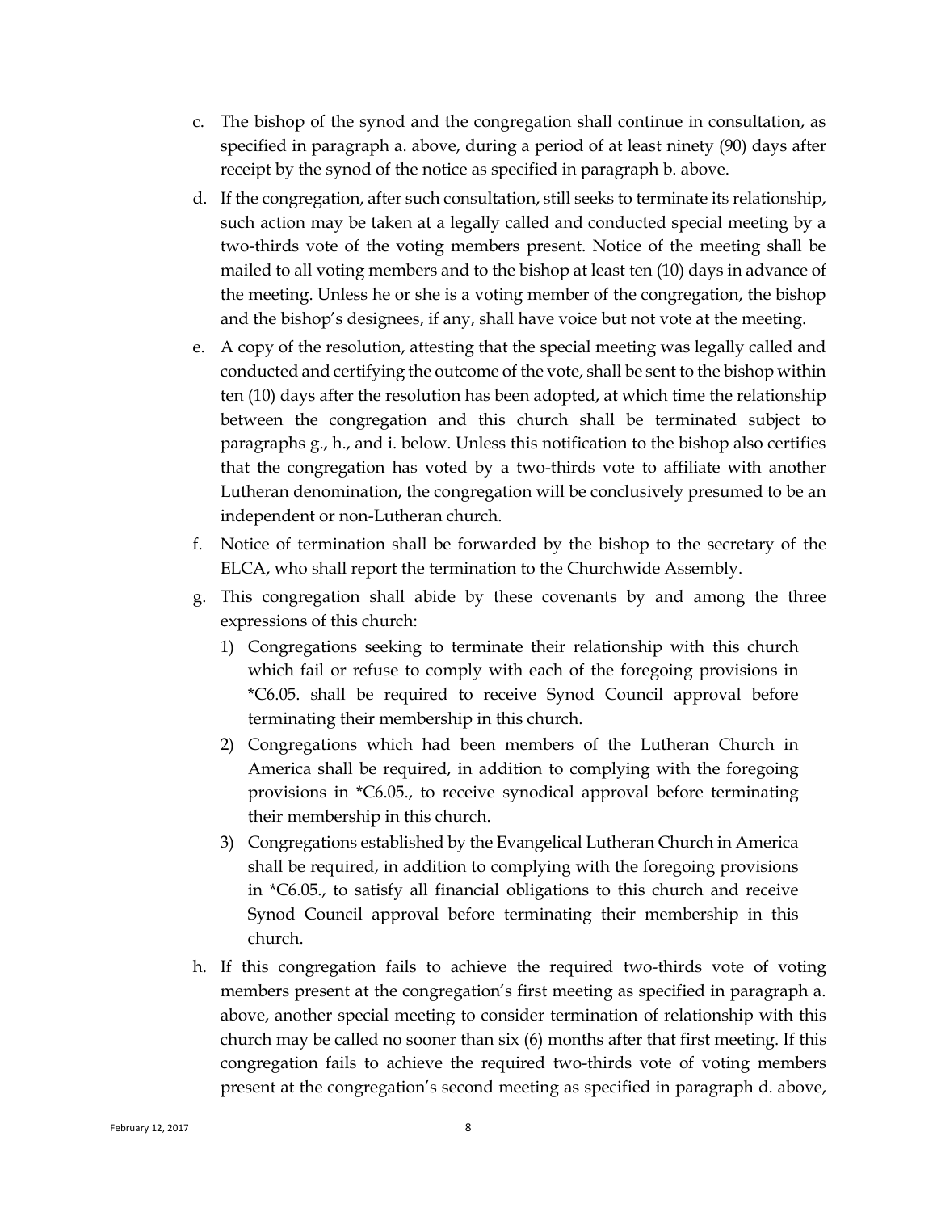c. The bishop of the synod and the congregation shall continue in consultation, as specified in paragraph a. above, during a period of at least ninety (90) days after receipt by the synod of the notice as specified in paragraph b. above.

d. If the congregation, after such consultation, still seeks to terminate its relationship, such action may be taken at a legally called and conducted special meeting by a two-thirds vote of the voting members present. Notice of the meeting shall be mailed to all voting members and to the bishop at least ten (10) days in advance of the meeting. Unless he or she is a voting member of the congregation, the bishop and the bishop's designees, if any, shall have voice but not vote at the meeting.

e. A copy of the resolution, attesting that the special meeting was legally called and conducted and certifying the outcome of the vote, shall be sent to the bishop within ten (10) days after the resolution has been adopted, at which time the relationship between the congregation and this church shall be terminated subject to paragraphs g., h., and i. below. Unless this notification to the bishop also certifies that the congregation has voted by a two-thirds vote to affiliate with another Lutheran denomination, the congregation will be conclusively presumed to be an independent or non-Lutheran church.

f. Notice of termination shall be forwarded by the bishop to the secretary of the ELCA, who shall report the termination to the Churchwide Assembly.

g. This congregation shall abide by these covenants by and among the three expressions of this church:

   1) Congregations seeking to terminate their relationship with this church which fail or refuse to comply with each of the foregoing provisions in *C6.05. shall be required to receive Synod Council approval before terminating their membership in this church.

   2) Congregations which had been members of the Lutheran Church in America shall be required, in addition to complying with the foregoing provisions in *C6.05., to receive synodical approval before terminating their membership in this church.

   3) Congregations established by the Evangelical Lutheran Church in America shall be required, in addition to complying with the foregoing provisions in *C6.05., to satisfy all financial obligations to this church and receive Synod Council approval before terminating their membership in this church.

h. If this congregation fails to achieve the required two-thirds vote of voting members present at the congregation's first meeting as specified in paragraph a. above, another special meeting to consider termination of relationship with this church may be called no sooner than six (6) months after that first meeting. If this congregation fails to achieve the required two-thirds vote of voting members present at the congregation's second meeting as specified in paragraph d. above,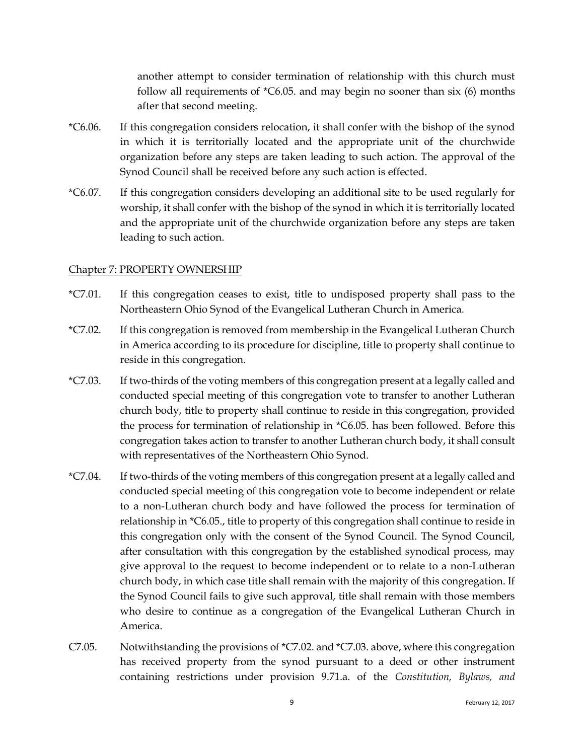another attempt to consider termination of relationship with this church must follow all requirements of *C6.05. and may begin no sooner than six (6) months after that second meeting.

*C6.06. If this congregation considers relocation, it shall confer with the bishop of the synod in which it is territorially located and the appropriate unit of the churchwide organization before any steps are taken leading to such action. The approval of the Synod Council shall be received before any such action is effected.

*C6.07. If this congregation considers developing an additional site to be used regularly for worship, it shall confer with the bishop of the synod in which it is territorially located and the appropriate unit of the churchwide organization before any steps are taken leading to such action.

Chapter 7: PROPERTY OWNERSHIP

*C7.01. If this congregation ceases to exist, title to undisposed property shall pass to the Northeastern Ohio Synod of the Evangelical Lutheran Church in America.

*C7.02. If this congregation is removed from membership in the Evangelical Lutheran Church in America according to its procedure for discipline, title to property shall continue to reside in this congregation.

*C7.03. If two-thirds of the voting members of this congregation present at a legally called and conducted special meeting of this congregation vote to transfer to another Lutheran church body, title to property shall continue to reside in this congregation, provided the process for termination of relationship in *C6.05. has been followed. Before this congregation takes action to transfer to another Lutheran church body, it shall consult with representatives of the Northeastern Ohio Synod.

*C7.04. If two-thirds of the voting members of this congregation present at a legally called and conducted special meeting of this congregation vote to become independent or relate to a non-Lutheran church body and have followed the process for termination of relationship in *C6.05., title to property of this congregation shall continue to reside in this congregation only with the consent of the Synod Council. The Synod Council, after consultation with this congregation by the established synodical process, may give approval to the request to become independent or to relate to a non-Lutheran church body, in which case title shall remain with the majority of this congregation. If the Synod Council fails to give such approval, title shall remain with those members who desire to continue as a congregation of the Evangelical Lutheran Church in America.

C7.05. Notwithstanding the provisions of *C7.02. and *C7.03. above, where this congregation has received property from the synod pursuant to a deed or other instrument containing restrictions under provision 9.71.a. of the *Constitution, Bylaws, and*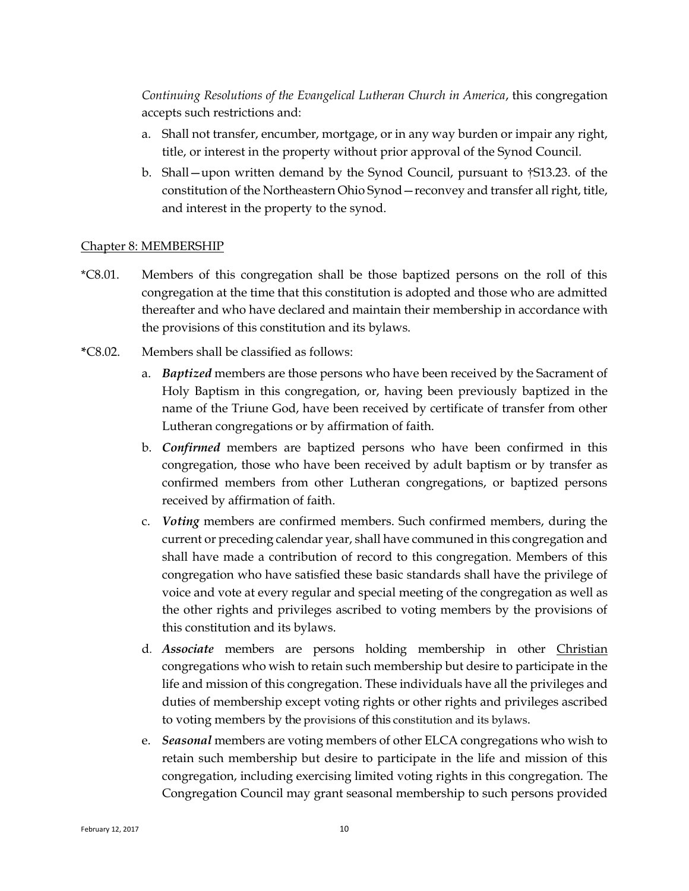*Continuing Resolutions of the Evangelical Lutheran Church in America*, this congregation accepts such restrictions and:

a. Shall not transfer, encumber, mortgage, or in any way burden or impair any right, title, or interest in the property without prior approval of the Synod Council.

b. Shall—upon written demand by the Synod Council, pursuant to †S13.23. of the constitution of the Northeastern Ohio Synod—reconvey and transfer all right, title, and interest in the property to the synod.

## Chapter 8: MEMBERSHIP

*C8.01. Members of this congregation shall be those baptized persons on the roll of this congregation at the time that this constitution is adopted and those who are admitted thereafter and who have declared and maintain their membership in accordance with the provisions of this constitution and its bylaws.

*C8.02. Members shall be classified as follows:

a. ***Baptized*** members are those persons who have been received by the Sacrament of Holy Baptism in this congregation, or, having been previously baptized in the name of the Triune God, have been received by certificate of transfer from other Lutheran congregations or by affirmation of faith.

b. ***Confirmed*** members are baptized persons who have been confirmed in this congregation, those who have been received by adult baptism or by transfer as confirmed members from other Lutheran congregations, or baptized persons received by affirmation of faith.

c. ***Voting*** members are confirmed members. Such confirmed members, during the current or preceding calendar year, shall have communed in this congregation and shall have made a contribution of record to this congregation. Members of this congregation who have satisfied these basic standards shall have the privilege of voice and vote at every regular and special meeting of the congregation as well as the other rights and privileges ascribed to voting members by the provisions of this constitution and its bylaws.

d. ***Associate*** members are persons holding membership in other <u>Christian</u> congregations who wish to retain such membership but desire to participate in the life and mission of this congregation. These individuals have all the privileges and duties of membership except voting rights or other rights and privileges ascribed to voting members by the provisions of this constitution and its bylaws.

e. ***Seasonal*** members are voting members of other ELCA congregations who wish to retain such membership but desire to participate in the life and mission of this congregation, including exercising limited voting rights in this congregation. The Congregation Council may grant seasonal membership to such persons provided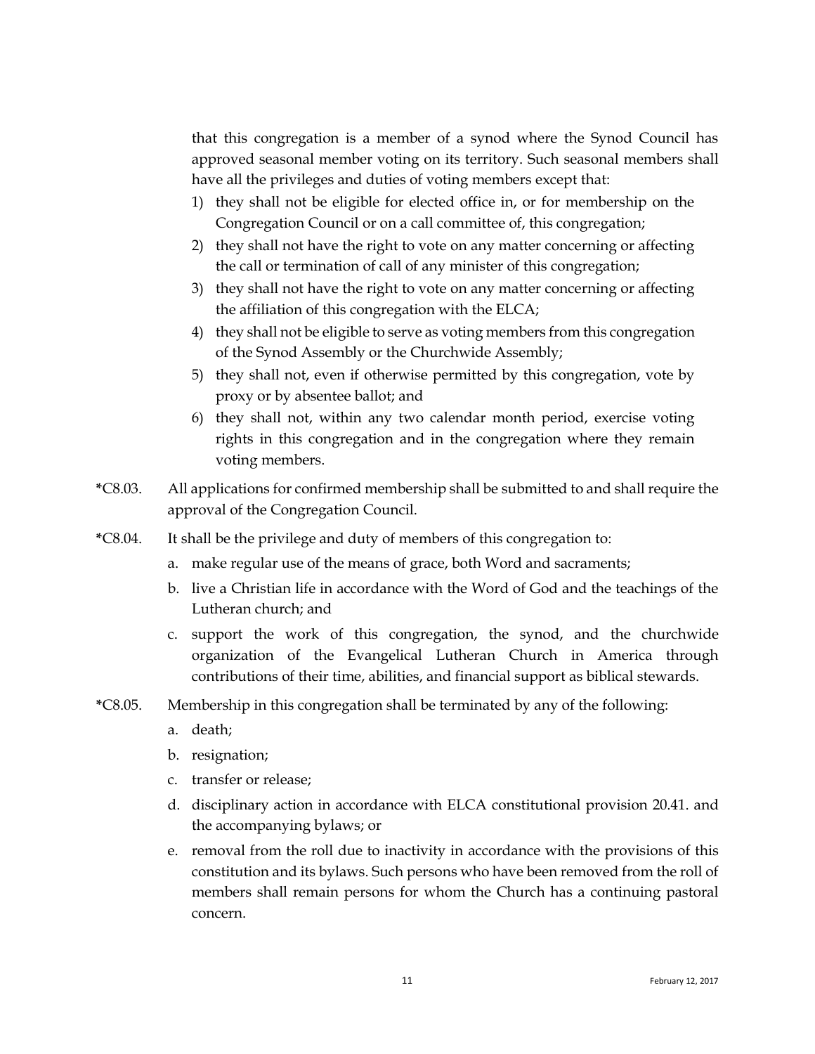that this congregation is a member of a synod where the Synod Council has approved seasonal member voting on its territory. Such seasonal members shall have all the privileges and duties of voting members except that:

1) they shall not be eligible for elected office in, or for membership on the Congregation Council or on a call committee of, this congregation;
2) they shall not have the right to vote on any matter concerning or affecting the call or termination of call of any minister of this congregation;
3) they shall not have the right to vote on any matter concerning or affecting the affiliation of this congregation with the ELCA;
4) they shall not be eligible to serve as voting members from this congregation of the Synod Assembly or the Churchwide Assembly;
5) they shall not, even if otherwise permitted by this congregation, vote by proxy or by absentee ballot; and
6) they shall not, within any two calendar month period, exercise voting rights in this congregation and in the congregation where they remain voting members.

*C8.03. All applications for confirmed membership shall be submitted to and shall require the approval of the Congregation Council.

*C8.04. It shall be the privilege and duty of members of this congregation to:

a. make regular use of the means of grace, both Word and sacraments;
b. live a Christian life in accordance with the Word of God and the teachings of the Lutheran church; and
c. support the work of this congregation, the synod, and the churchwide organization of the Evangelical Lutheran Church in America through contributions of their time, abilities, and financial support as biblical stewards.

*C8.05. Membership in this congregation shall be terminated by any of the following:

a. death;
b. resignation;
c. transfer or release;
d. disciplinary action in accordance with ELCA constitutional provision 20.41. and the accompanying bylaws; or
e. removal from the roll due to inactivity in accordance with the provisions of this constitution and its bylaws. Such persons who have been removed from the roll of members shall remain persons for whom the Church has a continuing pastoral concern.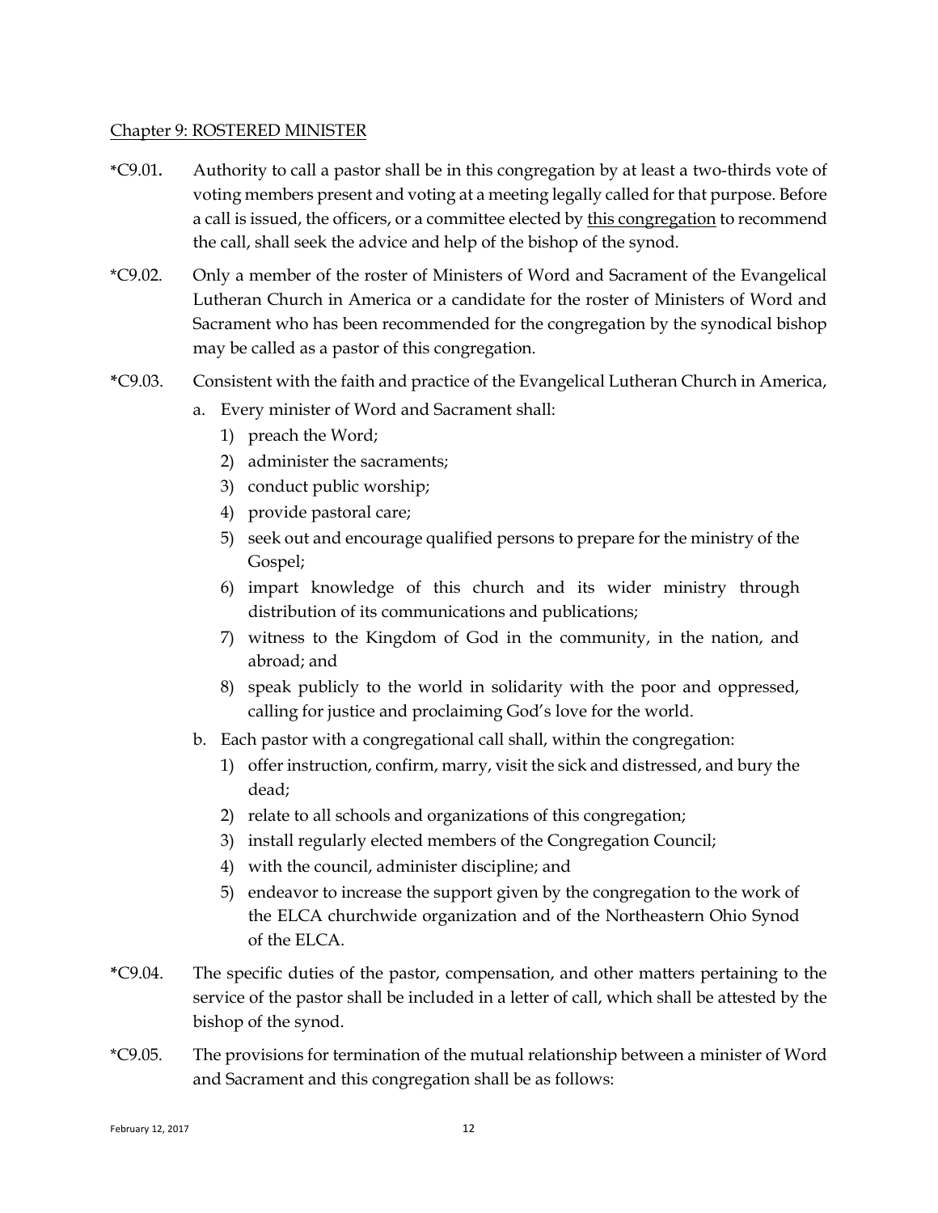Chapter 9: ROSTERED MINISTER

*C9.01. Authority to call a pastor shall be in this congregation by at least a two-thirds vote of voting members present and voting at a meeting legally called for that purpose. Before a call is issued, the officers, or a committee elected by this congregation to recommend the call, shall seek the advice and help of the bishop of the synod.

*C9.02. Only a member of the roster of Ministers of Word and Sacrament of the Evangelical Lutheran Church in America or a candidate for the roster of Ministers of Word and Sacrament who has been recommended for the congregation by the synodical bishop may be called as a pastor of this congregation.

*C9.03. Consistent with the faith and practice of the Evangelical Lutheran Church in America,

a. Every minister of Word and Sacrament shall:
   1) preach the Word;
   2) administer the sacraments;
   3) conduct public worship;
   4) provide pastoral care;
   5) seek out and encourage qualified persons to prepare for the ministry of the Gospel;
   6) impart knowledge of this church and its wider ministry through distribution of its communications and publications;
   7) witness to the Kingdom of God in the community, in the nation, and abroad; and
   8) speak publicly to the world in solidarity with the poor and oppressed, calling for justice and proclaiming God's love for the world.

b. Each pastor with a congregational call shall, within the congregation:
   1) offer instruction, confirm, marry, visit the sick and distressed, and bury the dead;
   2) relate to all schools and organizations of this congregation;
   3) install regularly elected members of the Congregation Council;
   4) with the council, administer discipline; and
   5) endeavor to increase the support given by the congregation to the work of the ELCA churchwide organization and of the Northeastern Ohio Synod of the ELCA.

*C9.04. The specific duties of the pastor, compensation, and other matters pertaining to the service of the pastor shall be included in a letter of call, which shall be attested by the bishop of the synod.

*C9.05. The provisions for termination of the mutual relationship between a minister of Word and Sacrament and this congregation shall be as follows: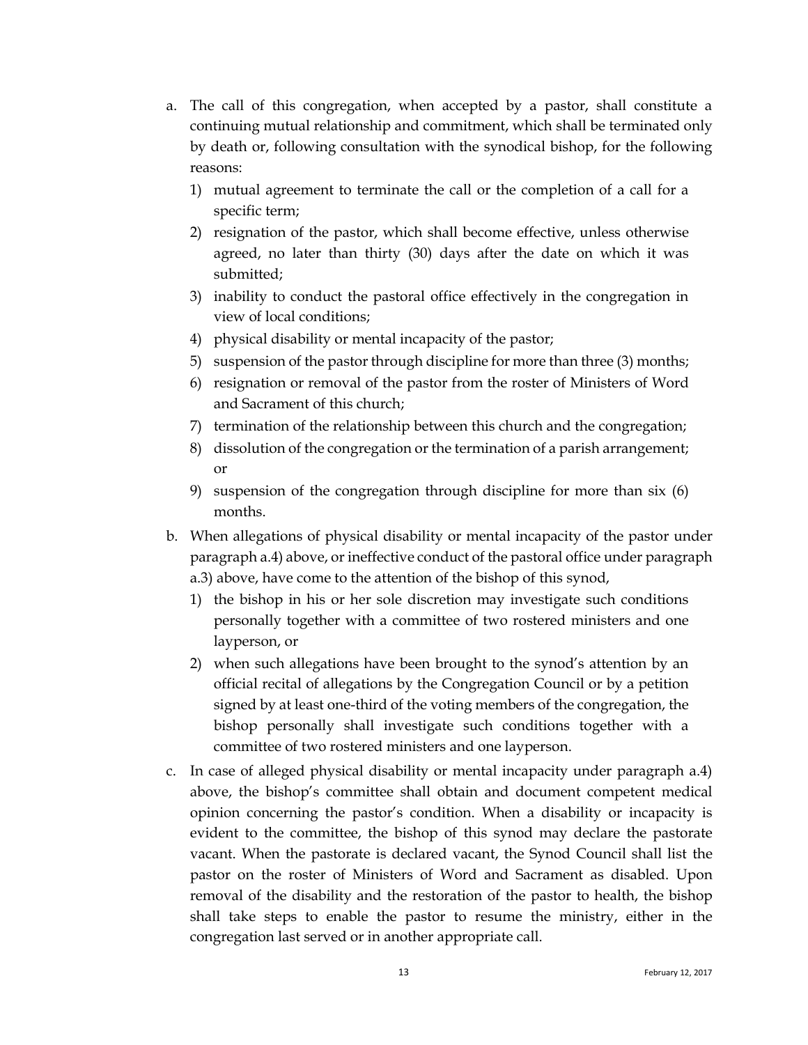a. The call of this congregation, when accepted by a pastor, shall constitute a continuing mutual relationship and commitment, which shall be terminated only by death or, following consultation with the synodical bishop, for the following reasons:
   1) mutual agreement to terminate the call or the completion of a call for a specific term;
   2) resignation of the pastor, which shall become effective, unless otherwise agreed, no later than thirty (30) days after the date on which it was submitted;
   3) inability to conduct the pastoral office effectively in the congregation in view of local conditions;
   4) physical disability or mental incapacity of the pastor;
   5) suspension of the pastor through discipline for more than three (3) months;
   6) resignation or removal of the pastor from the roster of Ministers of Word and Sacrament of this church;
   7) termination of the relationship between this church and the congregation;
   8) dissolution of the congregation or the termination of a parish arrangement; or
   9) suspension of the congregation through discipline for more than six (6) months.
b. When allegations of physical disability or mental incapacity of the pastor under paragraph a.4) above, or ineffective conduct of the pastoral office under paragraph a.3) above, have come to the attention of the bishop of this synod,
   1) the bishop in his or her sole discretion may investigate such conditions personally together with a committee of two rostered ministers and one layperson, or
   2) when such allegations have been brought to the synod's attention by an official recital of allegations by the Congregation Council or by a petition signed by at least one-third of the voting members of the congregation, the bishop personally shall investigate such conditions together with a committee of two rostered ministers and one layperson.
c. In case of alleged physical disability or mental incapacity under paragraph a.4) above, the bishop's committee shall obtain and document competent medical opinion concerning the pastor's condition. When a disability or incapacity is evident to the committee, the bishop of this synod may declare the pastorate vacant. When the pastorate is declared vacant, the Synod Council shall list the pastor on the roster of Ministers of Word and Sacrament as disabled. Upon removal of the disability and the restoration of the pastor to health, the bishop shall take steps to enable the pastor to resume the ministry, either in the congregation last served or in another appropriate call.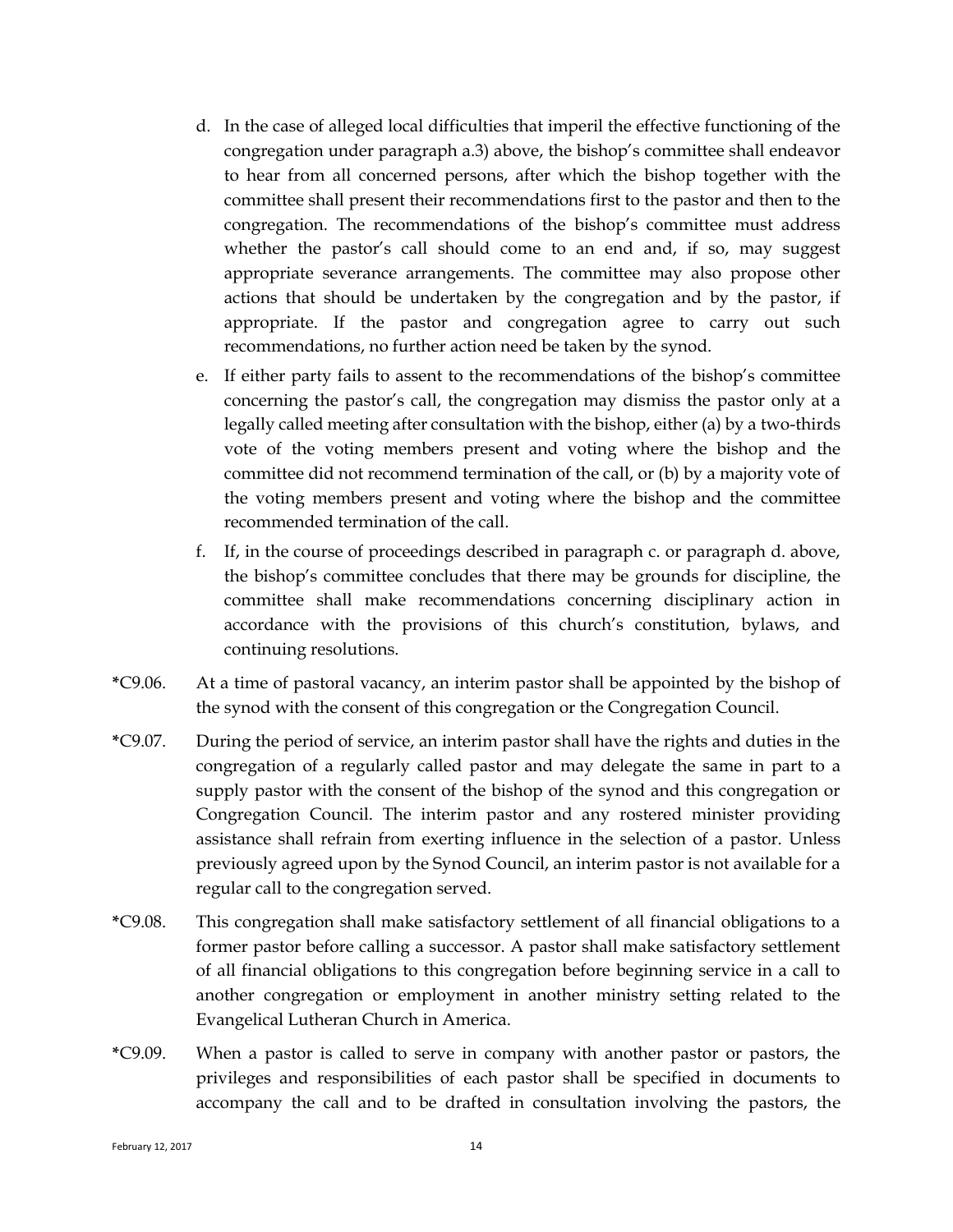d. In the case of alleged local difficulties that imperil the effective functioning of the congregation under paragraph a.3) above, the bishop's committee shall endeavor to hear from all concerned persons, after which the bishop together with the committee shall present their recommendations first to the pastor and then to the congregation. The recommendations of the bishop's committee must address whether the pastor's call should come to an end and, if so, may suggest appropriate severance arrangements. The committee may also propose other actions that should be undertaken by the congregation and by the pastor, if appropriate. If the pastor and congregation agree to carry out such recommendations, no further action need be taken by the synod.

e. If either party fails to assent to the recommendations of the bishop's committee concerning the pastor's call, the congregation may dismiss the pastor only at a legally called meeting after consultation with the bishop, either (a) by a two-thirds vote of the voting members present and voting where the bishop and the committee did not recommend termination of the call, or (b) by a majority vote of the voting members present and voting where the bishop and the committee recommended termination of the call.

f. If, in the course of proceedings described in paragraph c. or paragraph d. above, the bishop's committee concludes that there may be grounds for discipline, the committee shall make recommendations concerning disciplinary action in accordance with the provisions of this church's constitution, bylaws, and continuing resolutions.

*C9.06. At a time of pastoral vacancy, an interim pastor shall be appointed by the bishop of the synod with the consent of this congregation or the Congregation Council.

*C9.07. During the period of service, an interim pastor shall have the rights and duties in the congregation of a regularly called pastor and may delegate the same in part to a supply pastor with the consent of the bishop of the synod and this congregation or Congregation Council. The interim pastor and any rostered minister providing assistance shall refrain from exerting influence in the selection of a pastor. Unless previously agreed upon by the Synod Council, an interim pastor is not available for a regular call to the congregation served.

*C9.08. This congregation shall make satisfactory settlement of all financial obligations to a former pastor before calling a successor. A pastor shall make satisfactory settlement of all financial obligations to this congregation before beginning service in a call to another congregation or employment in another ministry setting related to the Evangelical Lutheran Church in America.

*C9.09. When a pastor is called to serve in company with another pastor or pastors, the privileges and responsibilities of each pastor shall be specified in documents to accompany the call and to be drafted in consultation involving the pastors, the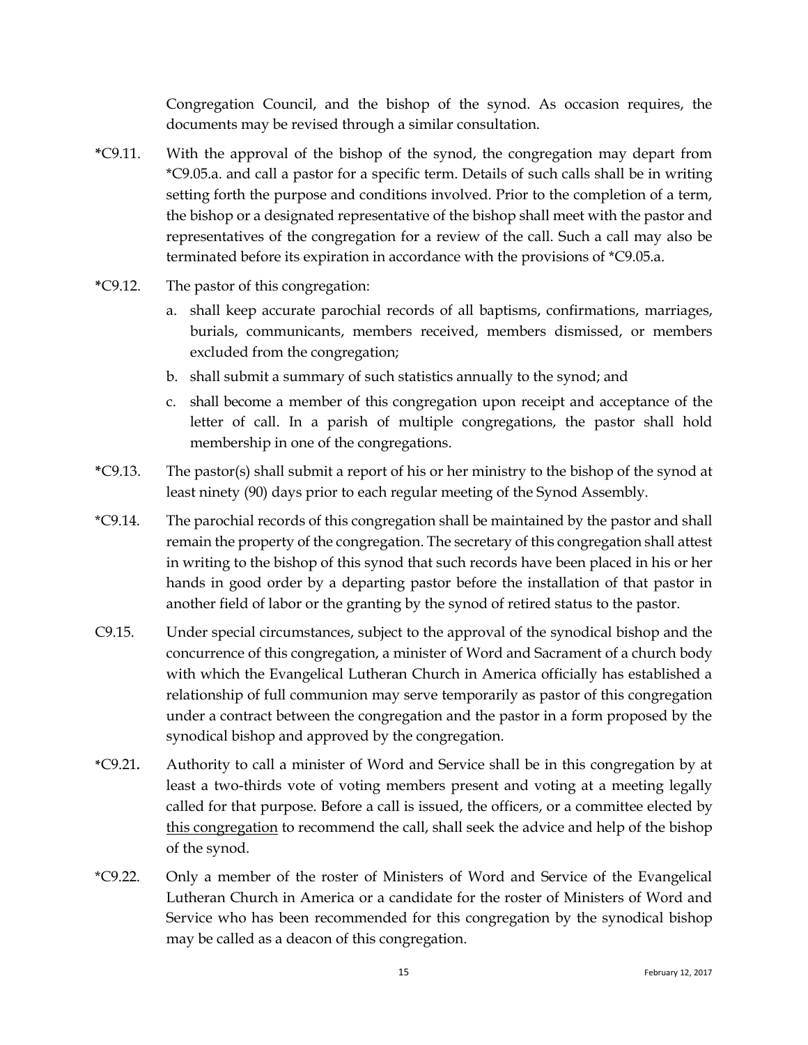Congregation Council, and the bishop of the synod. As occasion requires, the documents may be revised through a similar consultation.

*C9.11. With the approval of the bishop of the synod, the congregation may depart from *C9.05.a. and call a pastor for a specific term. Details of such calls shall be in writing setting forth the purpose and conditions involved. Prior to the completion of a term, the bishop or a designated representative of the bishop shall meet with the pastor and representatives of the congregation for a review of the call. Such a call may also be terminated before its expiration in accordance with the provisions of *C9.05.a.

*C9.12. The pastor of this congregation:

a. shall keep accurate parochial records of all baptisms, confirmations, marriages, burials, communicants, members received, members dismissed, or members excluded from the congregation;

b. shall submit a summary of such statistics annually to the synod; and

c. shall become a member of this congregation upon receipt and acceptance of the letter of call. In a parish of multiple congregations, the pastor shall hold membership in one of the congregations.

*C9.13. The pastor(s) shall submit a report of his or her ministry to the bishop of the synod at least ninety (90) days prior to each regular meeting of the Synod Assembly.

*C9.14. The parochial records of this congregation shall be maintained by the pastor and shall remain the property of the congregation. The secretary of this congregation shall attest in writing to the bishop of this synod that such records have been placed in his or her hands in good order by a departing pastor before the installation of that pastor in another field of labor or the granting by the synod of retired status to the pastor.

C9.15. Under special circumstances, subject to the approval of the synodical bishop and the concurrence of this congregation, a minister of Word and Sacrament of a church body with which the Evangelical Lutheran Church in America officially has established a relationship of full communion may serve temporarily as pastor of this congregation under a contract between the congregation and the pastor in a form proposed by the synodical bishop and approved by the congregation.

*C9.21. Authority to call a minister of Word and Service shall be in this congregation by at least a two-thirds vote of voting members present and voting at a meeting legally called for that purpose. Before a call is issued, the officers, or a committee elected by <u>this congregation</u> to recommend the call, shall seek the advice and help of the bishop of the synod.

*C9.22. Only a member of the roster of Ministers of Word and Service of the Evangelical Lutheran Church in America or a candidate for the roster of Ministers of Word and Service who has been recommended for this congregation by the synodical bishop may be called as a deacon of this congregation.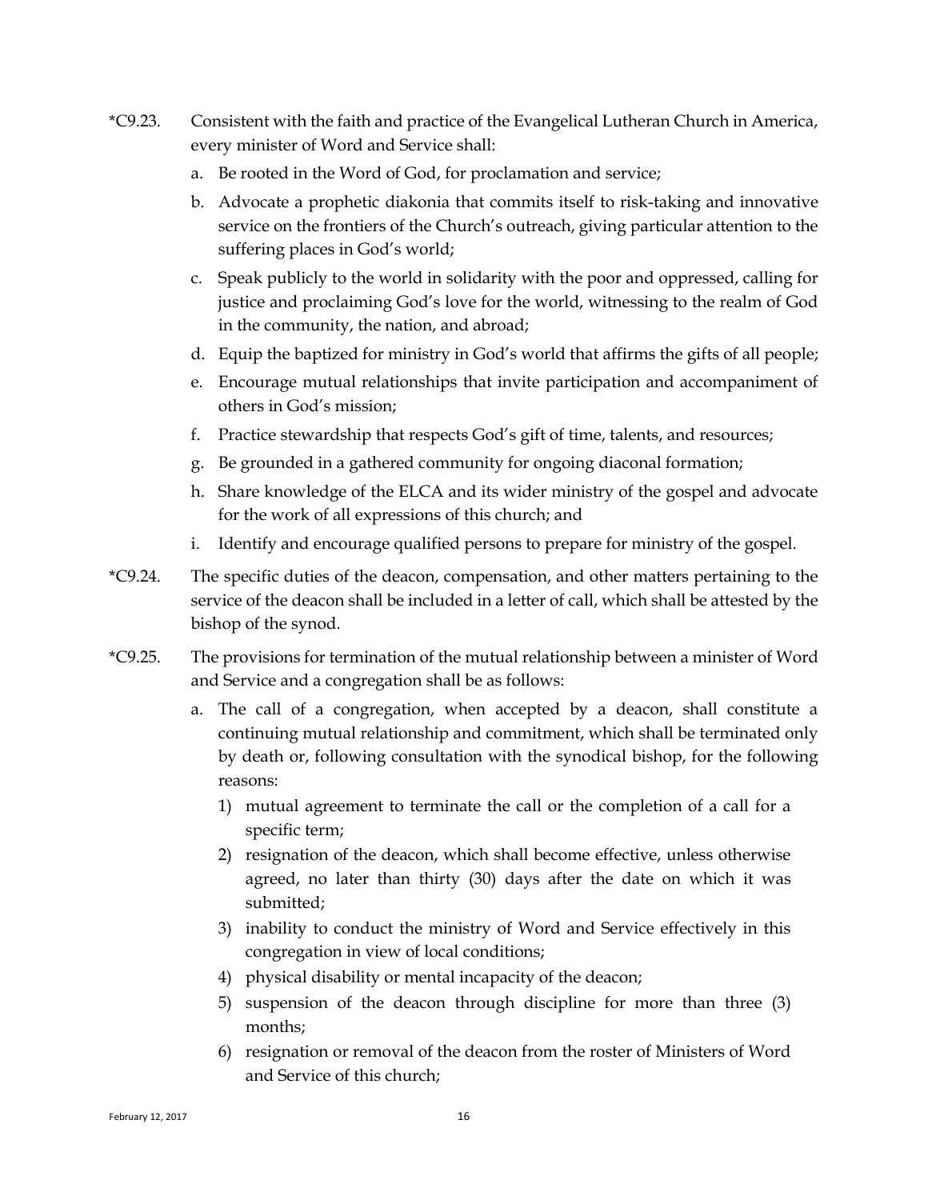*C9.23. Consistent with the faith and practice of the Evangelical Lutheran Church in America, every minister of Word and Service shall:

a. Be rooted in the Word of God, for proclamation and service;

b. Advocate a prophetic diakonia that commits itself to risk-taking and innovative service on the frontiers of the Church's outreach, giving particular attention to the suffering places in God's world;

c. Speak publicly to the world in solidarity with the poor and oppressed, calling for justice and proclaiming God's love for the world, witnessing to the realm of God in the community, the nation, and abroad;

d. Equip the baptized for ministry in God's world that affirms the gifts of all people;

e. Encourage mutual relationships that invite participation and accompaniment of others in God's mission;

f. Practice stewardship that respects God's gift of time, talents, and resources;

g. Be grounded in a gathered community for ongoing diaconal formation;

h. Share knowledge of the ELCA and its wider ministry of the gospel and advocate for the work of all expressions of this church; and

i. Identify and encourage qualified persons to prepare for ministry of the gospel.

*C9.24. The specific duties of the deacon, compensation, and other matters pertaining to the service of the deacon shall be included in a letter of call, which shall be attested by the bishop of the synod.

*C9.25. The provisions for termination of the mutual relationship between a minister of Word and Service and a congregation shall be as follows:

a. The call of a congregation, when accepted by a deacon, shall constitute a continuing mutual relationship and commitment, which shall be terminated only by death or, following consultation with the synodical bishop, for the following reasons:

1) mutual agreement to terminate the call or the completion of a call for a specific term;
2) resignation of the deacon, which shall become effective, unless otherwise agreed, no later than thirty (30) days after the date on which it was submitted;
3) inability to conduct the ministry of Word and Service effectively in this congregation in view of local conditions;
4) physical disability or mental incapacity of the deacon;
5) suspension of the deacon through discipline for more than three (3) months;
6) resignation or removal of the deacon from the roster of Ministers of Word and Service of this church;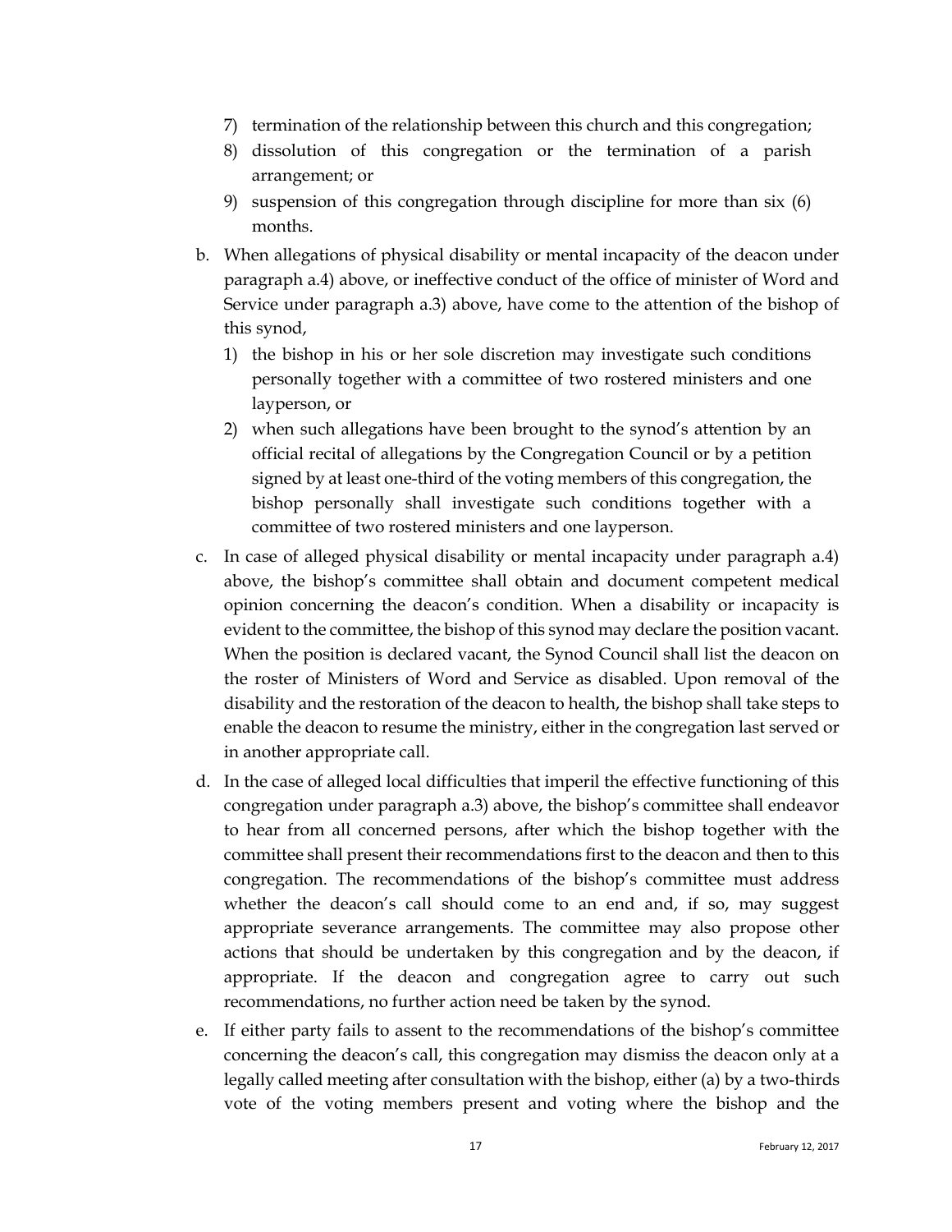7) termination of the relationship between this church and this congregation;
8) dissolution of this congregation or the termination of a parish arrangement; or
9) suspension of this congregation through discipline for more than six (6) months.

b. When allegations of physical disability or mental incapacity of the deacon under paragraph a.4) above, or ineffective conduct of the office of minister of Word and Service under paragraph a.3) above, have come to the attention of the bishop of this synod,
   1) the bishop in his or her sole discretion may investigate such conditions personally together with a committee of two rostered ministers and one layperson, or
   2) when such allegations have been brought to the synod's attention by an official recital of allegations by the Congregation Council or by a petition signed by at least one-third of the voting members of this congregation, the bishop personally shall investigate such conditions together with a committee of two rostered ministers and one layperson.

c. In case of alleged physical disability or mental incapacity under paragraph a.4) above, the bishop's committee shall obtain and document competent medical opinion concerning the deacon's condition. When a disability or incapacity is evident to the committee, the bishop of this synod may declare the position vacant. When the position is declared vacant, the Synod Council shall list the deacon on the roster of Ministers of Word and Service as disabled. Upon removal of the disability and the restoration of the deacon to health, the bishop shall take steps to enable the deacon to resume the ministry, either in the congregation last served or in another appropriate call.

d. In the case of alleged local difficulties that imperil the effective functioning of this congregation under paragraph a.3) above, the bishop's committee shall endeavor to hear from all concerned persons, after which the bishop together with the committee shall present their recommendations first to the deacon and then to this congregation. The recommendations of the bishop's committee must address whether the deacon's call should come to an end and, if so, may suggest appropriate severance arrangements. The committee may also propose other actions that should be undertaken by this congregation and by the deacon, if appropriate. If the deacon and congregation agree to carry out such recommendations, no further action need be taken by the synod.

e. If either party fails to assent to the recommendations of the bishop's committee concerning the deacon's call, this congregation may dismiss the deacon only at a legally called meeting after consultation with the bishop, either (a) by a two-thirds vote of the voting members present and voting where the bishop and the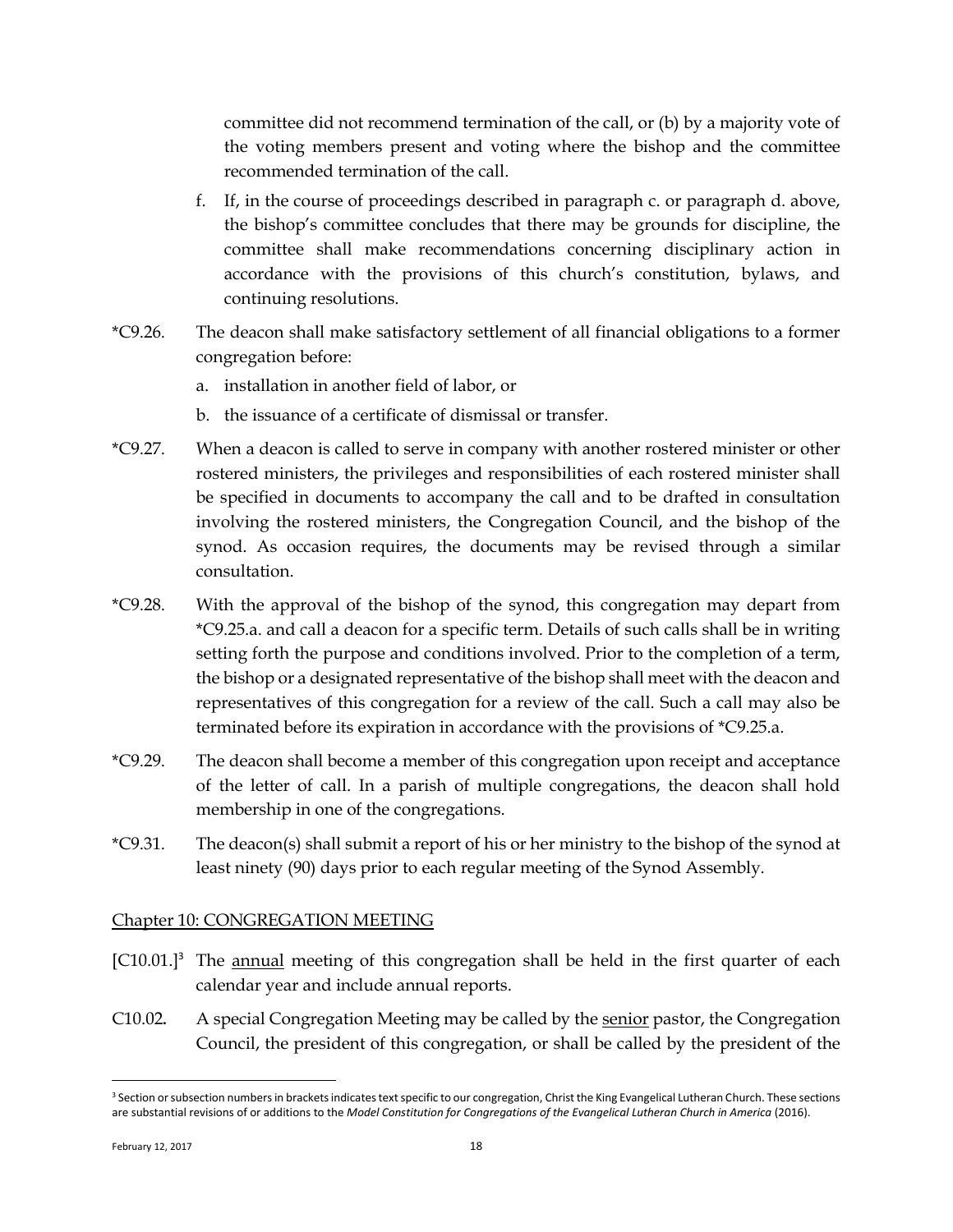committee did not recommend termination of the call, or (b) by a majority vote of the voting members present and voting where the bishop and the committee recommended termination of the call.

f. If, in the course of proceedings described in paragraph c. or paragraph d. above, the bishop's committee concludes that there may be grounds for discipline, the committee shall make recommendations concerning disciplinary action in accordance with the provisions of this church's constitution, bylaws, and continuing resolutions.

*C9.26. The deacon shall make satisfactory settlement of all financial obligations to a former congregation before:

a. installation in another field of labor, or
b. the issuance of a certificate of dismissal or transfer.

*C9.27. When a deacon is called to serve in company with another rostered minister or other rostered ministers, the privileges and responsibilities of each rostered minister shall be specified in documents to accompany the call and to be drafted in consultation involving the rostered ministers, the Congregation Council, and the bishop of the synod. As occasion requires, the documents may be revised through a similar consultation.

*C9.28. With the approval of the bishop of the synod, this congregation may depart from *C9.25.a. and call a deacon for a specific term. Details of such calls shall be in writing setting forth the purpose and conditions involved. Prior to the completion of a term, the bishop or a designated representative of the bishop shall meet with the deacon and representatives of this congregation for a review of the call. Such a call may also be terminated before its expiration in accordance with the provisions of *C9.25.a.

*C9.29. The deacon shall become a member of this congregation upon receipt and acceptance of the letter of call. In a parish of multiple congregations, the deacon shall hold membership in one of the congregations.

*C9.31. The deacon(s) shall submit a report of his or her ministry to the bishop of the synod at least ninety (90) days prior to each regular meeting of the Synod Assembly.

## Chapter 10: CONGREGATION MEETING

[C10.01.][3] The annual meeting of this congregation shall be held in the first quarter of each calendar year and include annual reports.

C10.02. A special Congregation Meeting may be called by the senior pastor, the Congregation Council, the president of this congregation, or shall be called by the president of the

[3] Section or subsection numbers in brackets indicates text specific to our congregation, Christ the King Evangelical Lutheran Church. These sections are substantial revisions of or additions to the *Model Constitution for Congregations of the Evangelical Lutheran Church in America* (2016).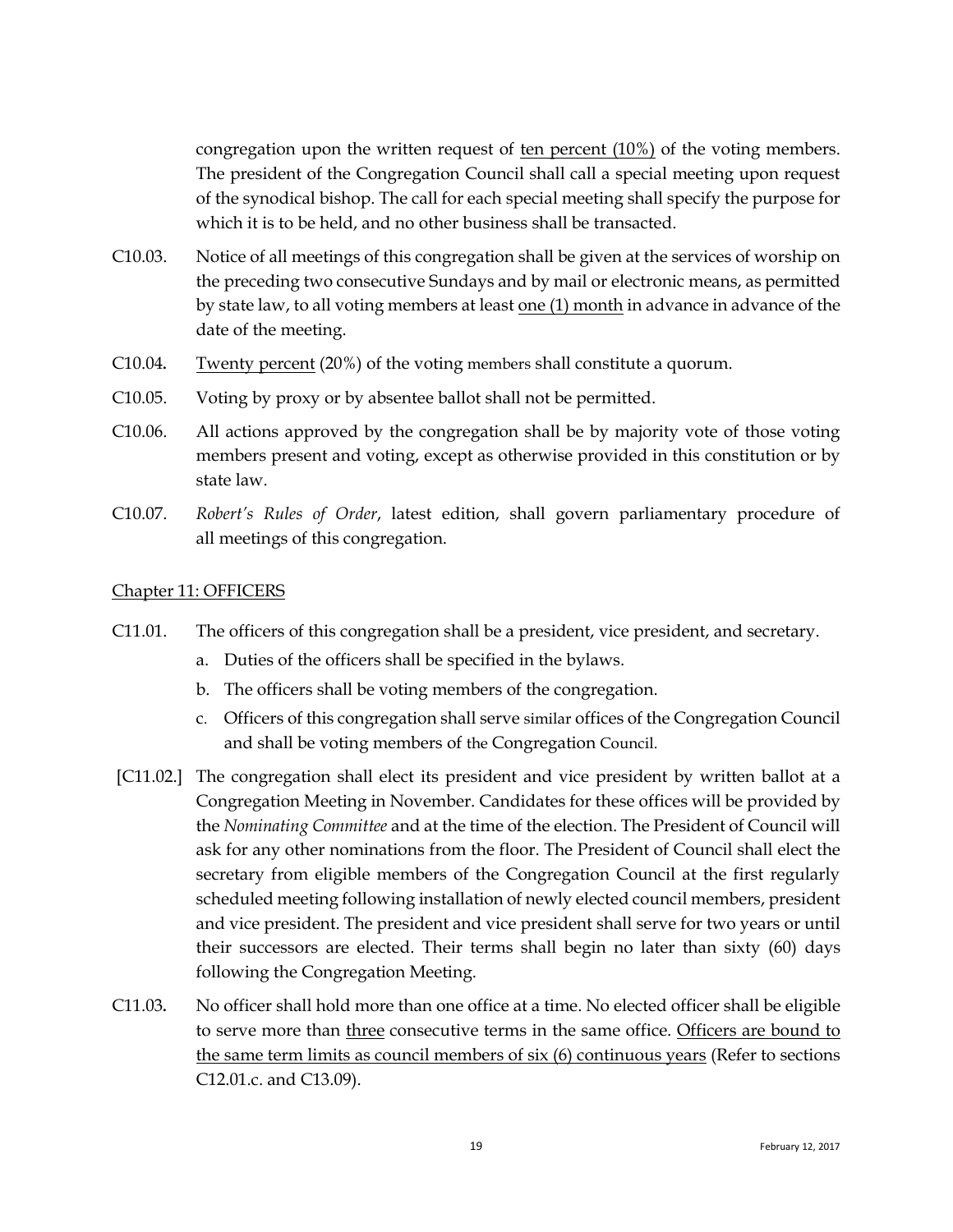congregation upon the written request of <u>ten percent (10%)</u> of the voting members. The president of the Congregation Council shall call a special meeting upon request of the synodical bishop. The call for each special meeting shall specify the purpose for which it is to be held, and no other business shall be transacted.

C10.03. Notice of all meetings of this congregation shall be given at the services of worship on the preceding two consecutive Sundays and by mail or electronic means, as permitted by state law, to all voting members at least <u>one (1) month</u> in advance in advance of the date of the meeting.

C10.04. <u>Twenty percent</u> (20%) of the voting members shall constitute a quorum.

C10.05. Voting by proxy or by absentee ballot shall not be permitted.

C10.06. All actions approved by the congregation shall be by majority vote of those voting members present and voting, except as otherwise provided in this constitution or by state law.

C10.07. *Robert's Rules of Order*, latest edition, shall govern parliamentary procedure of all meetings of this congregation.

## <u>Chapter 11: OFFICERS</u>

C11.01. The officers of this congregation shall be a president, vice president, and secretary.

a. Duties of the officers shall be specified in the bylaws.
b. The officers shall be voting members of the congregation.
c. Officers of this congregation shall serve similar offices of the Congregation Council and shall be voting members of the Congregation Council.

[C11.02.] The congregation shall elect its president and vice president by written ballot at a Congregation Meeting in November. Candidates for these offices will be provided by the *Nominating Committee* and at the time of the election. The President of Council will ask for any other nominations from the floor. The President of Council shall elect the secretary from eligible members of the Congregation Council at the first regularly scheduled meeting following installation of newly elected council members, president and vice president. The president and vice president shall serve for two years or until their successors are elected. Their terms shall begin no later than sixty (60) days following the Congregation Meeting.

C11.03. No officer shall hold more than one office at a time. No elected officer shall be eligible to serve more than <u>three</u> consecutive terms in the same office. <u>Officers are bound to the same term limits as council members of six (6) continuous years</u> (Refer to sections C12.01.c. and C13.09).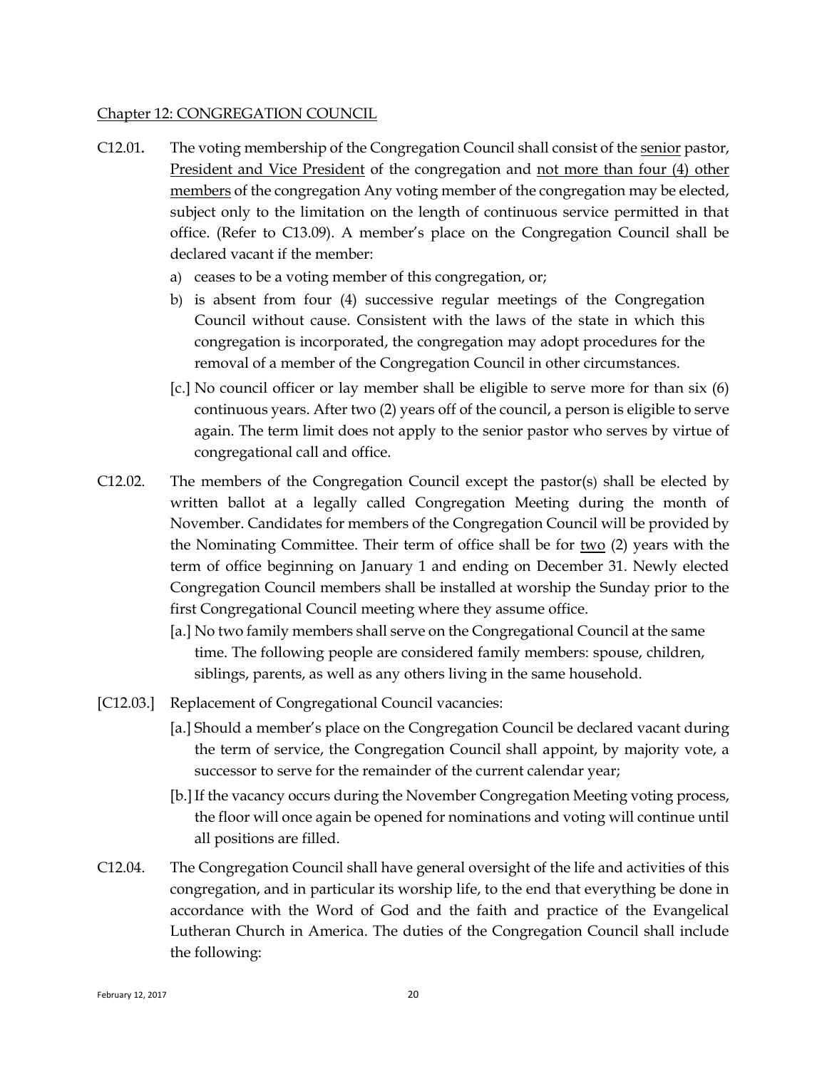Chapter 12: CONGREGATION COUNCIL

C12.01. The voting membership of the Congregation Council shall consist of the senior pastor, President and Vice President of the congregation and not more than four (4) other members of the congregation Any voting member of the congregation may be elected, subject only to the limitation on the length of continuous service permitted in that office. (Refer to C13.09). A member's place on the Congregation Council shall be declared vacant if the member:

a) ceases to be a voting member of this congregation, or;
b) is absent from four (4) successive regular meetings of the Congregation Council without cause. Consistent with the laws of the state in which this congregation is incorporated, the congregation may adopt procedures for the removal of a member of the Congregation Council in other circumstances.

[c.] No council officer or lay member shall be eligible to serve more for than six (6) continuous years. After two (2) years off of the council, a person is eligible to serve again. The term limit does not apply to the senior pastor who serves by virtue of congregational call and office.

C12.02. The members of the Congregation Council except the pastor(s) shall be elected by written ballot at a legally called Congregation Meeting during the month of November. Candidates for members of the Congregation Council will be provided by the Nominating Committee. Their term of office shall be for two (2) years with the term of office beginning on January 1 and ending on December 31. Newly elected Congregation Council members shall be installed at worship the Sunday prior to the first Congregational Council meeting where they assume office.

[a.] No two family members shall serve on the Congregational Council at the same time. The following people are considered family members: spouse, children, siblings, parents, as well as any others living in the same household.

[C12.03.] Replacement of Congregational Council vacancies:

[a.] Should a member's place on the Congregation Council be declared vacant during the term of service, the Congregation Council shall appoint, by majority vote, a successor to serve for the remainder of the current calendar year;

[b.] If the vacancy occurs during the November Congregation Meeting voting process, the floor will once again be opened for nominations and voting will continue until all positions are filled.

C12.04. The Congregation Council shall have general oversight of the life and activities of this congregation, and in particular its worship life, to the end that everything be done in accordance with the Word of God and the faith and practice of the Evangelical Lutheran Church in America. The duties of the Congregation Council shall include the following: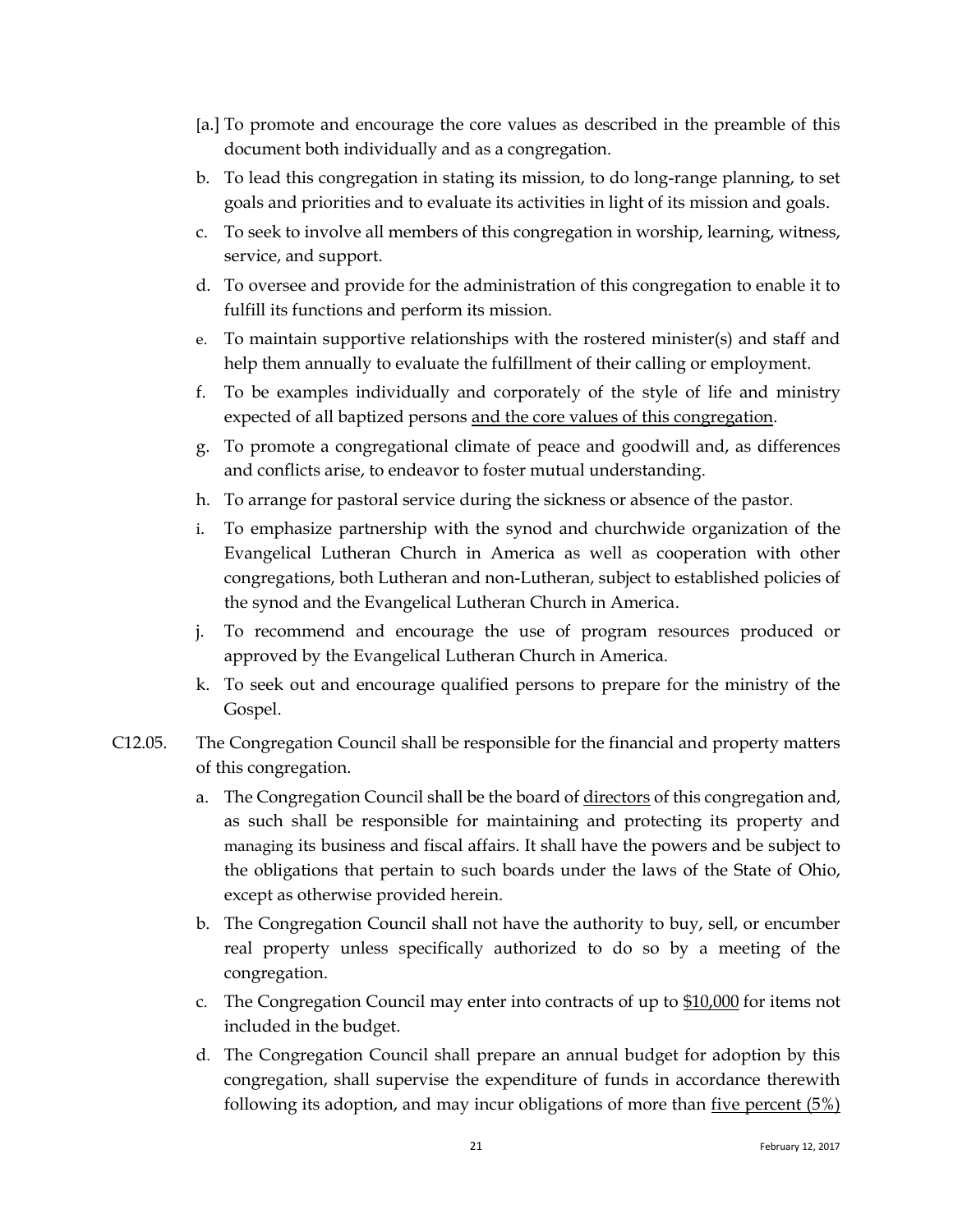[a.] To promote and encourage the core values as described in the preamble of this document both individually and as a congregation.

b. To lead this congregation in stating its mission, to do long-range planning, to set goals and priorities and to evaluate its activities in light of its mission and goals.

c. To seek to involve all members of this congregation in worship, learning, witness, service, and support.

d. To oversee and provide for the administration of this congregation to enable it to fulfill its functions and perform its mission.

e. To maintain supportive relationships with the rostered minister(s) and staff and help them annually to evaluate the fulfillment of their calling or employment.

f. To be examples individually and corporately of the style of life and ministry expected of all baptized persons <u>and the core values of this congregation</u>.

g. To promote a congregational climate of peace and goodwill and, as differences and conflicts arise, to endeavor to foster mutual understanding.

h. To arrange for pastoral service during the sickness or absence of the pastor.

i. To emphasize partnership with the synod and churchwide organization of the Evangelical Lutheran Church in America as well as cooperation with other congregations, both Lutheran and non-Lutheran, subject to established policies of the synod and the Evangelical Lutheran Church in America.

j. To recommend and encourage the use of program resources produced or approved by the Evangelical Lutheran Church in America.

k. To seek out and encourage qualified persons to prepare for the ministry of the Gospel.

C12.05. The Congregation Council shall be responsible for the financial and property matters of this congregation.

a. The Congregation Council shall be the board of <u>directors</u> of this congregation and, as such shall be responsible for maintaining and protecting its property and managing its business and fiscal affairs. It shall have the powers and be subject to the obligations that pertain to such boards under the laws of the State of Ohio, except as otherwise provided herein.

b. The Congregation Council shall not have the authority to buy, sell, or encumber real property unless specifically authorized to do so by a meeting of the congregation.

c. The Congregation Council may enter into contracts of up to <u>$10,000</u> for items not included in the budget.

d. The Congregation Council shall prepare an annual budget for adoption by this congregation, shall supervise the expenditure of funds in accordance therewith following its adoption, and may incur obligations of more than <u>five percent (5%)</u>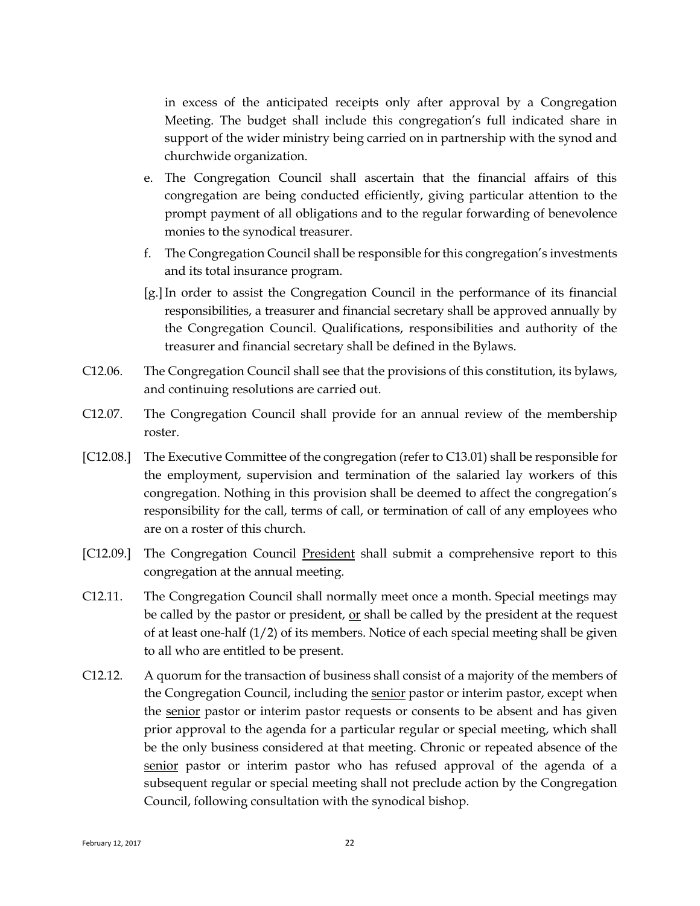in excess of the anticipated receipts only after approval by a Congregation Meeting. The budget shall include this congregation's full indicated share in support of the wider ministry being carried on in partnership with the synod and churchwide organization.

e. The Congregation Council shall ascertain that the financial affairs of this congregation are being conducted efficiently, giving particular attention to the prompt payment of all obligations and to the regular forwarding of benevolence monies to the synodical treasurer.

f. The Congregation Council shall be responsible for this congregation's investments and its total insurance program.

[g.] In order to assist the Congregation Council in the performance of its financial responsibilities, a treasurer and financial secretary shall be approved annually by the Congregation Council. Qualifications, responsibilities and authority of the treasurer and financial secretary shall be defined in the Bylaws.

C12.06. The Congregation Council shall see that the provisions of this constitution, its bylaws, and continuing resolutions are carried out.

C12.07. The Congregation Council shall provide for an annual review of the membership roster.

[C12.08.] The Executive Committee of the congregation (refer to C13.01) shall be responsible for the employment, supervision and termination of the salaried lay workers of this congregation. Nothing in this provision shall be deemed to affect the congregation's responsibility for the call, terms of call, or termination of call of any employees who are on a roster of this church.

[C12.09.] The Congregation Council <u>President</u> shall submit a comprehensive report to this congregation at the annual meeting.

C12.11. The Congregation Council shall normally meet once a month. Special meetings may be called by the pastor or president, <u>or</u> shall be called by the president at the request of at least one-half (1/2) of its members. Notice of each special meeting shall be given to all who are entitled to be present.

C12.12. A quorum for the transaction of business shall consist of a majority of the members of the Congregation Council, including the <u>senior</u> pastor or interim pastor, except when the <u>senior</u> pastor or interim pastor requests or consents to be absent and has given prior approval to the agenda for a particular regular or special meeting, which shall be the only business considered at that meeting. Chronic or repeated absence of the <u>senior</u> pastor or interim pastor who has refused approval of the agenda of a subsequent regular or special meeting shall not preclude action by the Congregation Council, following consultation with the synodical bishop.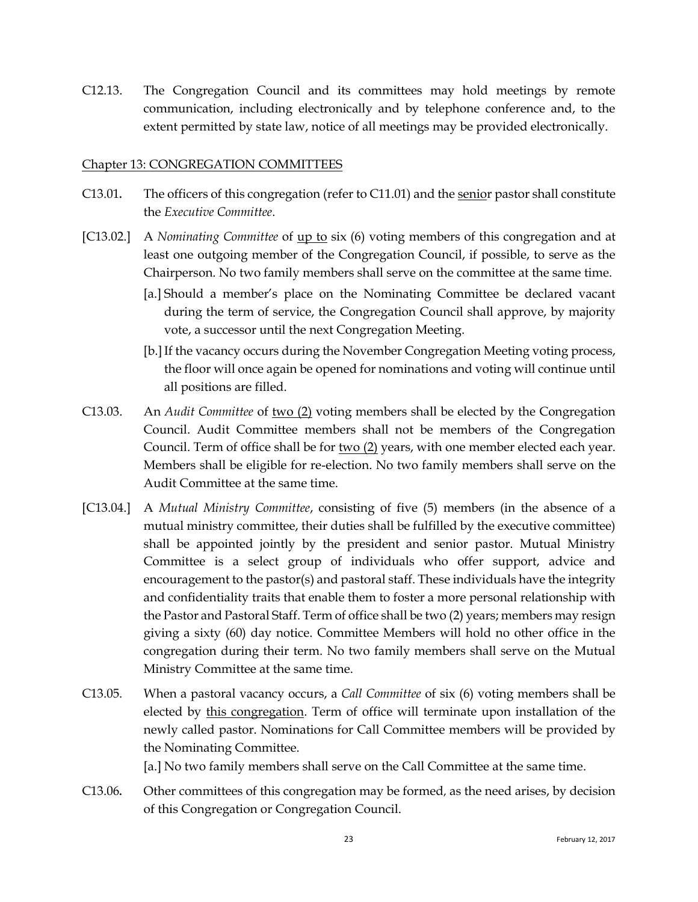C12.13. The Congregation Council and its committees may hold meetings by remote communication, including electronically and by telephone conference and, to the extent permitted by state law, notice of all meetings may be provided electronically.

<u>Chapter 13: CONGREGATION COMMITTEES</u>

C13.01. The officers of this congregation (refer to C11.01) and the <u>senio</u>r pastor shall constitute the *Executive Committee*.

[C13.02.] A *Nominating Committee* of <u>up to</u> six (6) voting members of this congregation and at least one outgoing member of the Congregation Council, if possible, to serve as the Chairperson. No two family members shall serve on the committee at the same time.

- [a.] Should a member's place on the Nominating Committee be declared vacant during the term of service, the Congregation Council shall approve, by majority vote, a successor until the next Congregation Meeting.
- [b.] If the vacancy occurs during the November Congregation Meeting voting process, the floor will once again be opened for nominations and voting will continue until all positions are filled.

C13.03. An *Audit Committee* of <u>two (2)</u> voting members shall be elected by the Congregation Council. Audit Committee members shall not be members of the Congregation Council. Term of office shall be for <u>two (2)</u> years, with one member elected each year. Members shall be eligible for re-election. No two family members shall serve on the Audit Committee at the same time.

[C13.04.] A *Mutual Ministry Committee*, consisting of five (5) members (in the absence of a mutual ministry committee, their duties shall be fulfilled by the executive committee) shall be appointed jointly by the president and senior pastor. Mutual Ministry Committee is a select group of individuals who offer support, advice and encouragement to the pastor(s) and pastoral staff. These individuals have the integrity and confidentiality traits that enable them to foster a more personal relationship with the Pastor and Pastoral Staff. Term of office shall be two (2) years; members may resign giving a sixty (60) day notice. Committee Members will hold no other office in the congregation during their term. No two family members shall serve on the Mutual Ministry Committee at the same time.

C13.05. When a pastoral vacancy occurs, a *Call Committee* of six (6) voting members shall be elected by <u>this congregation</u>. Term of office will terminate upon installation of the newly called pastor. Nominations for Call Committee members will be provided by the Nominating Committee.

[a.] No two family members shall serve on the Call Committee at the same time.

C13.06. Other committees of this congregation may be formed, as the need arises, by decision of this Congregation or Congregation Council.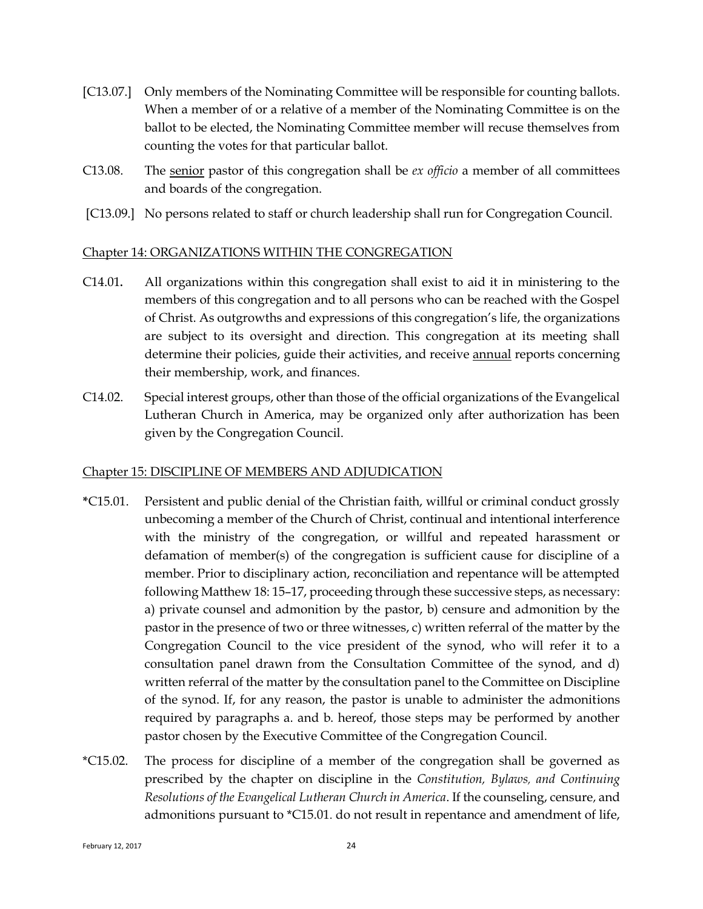[C13.07.] Only members of the Nominating Committee will be responsible for counting ballots. When a member of or a relative of a member of the Nominating Committee is on the ballot to be elected, the Nominating Committee member will recuse themselves from counting the votes for that particular ballot.

C13.08. The senior pastor of this congregation shall be *ex officio* a member of all committees and boards of the congregation.

[C13.09.] No persons related to staff or church leadership shall run for Congregation Council.

## Chapter 14: ORGANIZATIONS WITHIN THE CONGREGATION

C14.01. All organizations within this congregation shall exist to aid it in ministering to the members of this congregation and to all persons who can be reached with the Gospel of Christ. As outgrowths and expressions of this congregation's life, the organizations are subject to its oversight and direction. This congregation at its meeting shall determine their policies, guide their activities, and receive annual reports concerning their membership, work, and finances.

C14.02. Special interest groups, other than those of the official organizations of the Evangelical Lutheran Church in America, may be organized only after authorization has been given by the Congregation Council.

## Chapter 15: DISCIPLINE OF MEMBERS AND ADJUDICATION

*C15.01. Persistent and public denial of the Christian faith, willful or criminal conduct grossly unbecoming a member of the Church of Christ, continual and intentional interference with the ministry of the congregation, or willful and repeated harassment or defamation of member(s) of the congregation is sufficient cause for discipline of a member. Prior to disciplinary action, reconciliation and repentance will be attempted following Matthew 18: 15–17, proceeding through these successive steps, as necessary: a) private counsel and admonition by the pastor, b) censure and admonition by the pastor in the presence of two or three witnesses, c) written referral of the matter by the Congregation Council to the vice president of the synod, who will refer it to a consultation panel drawn from the Consultation Committee of the synod, and d) written referral of the matter by the consultation panel to the Committee on Discipline of the synod. If, for any reason, the pastor is unable to administer the admonitions required by paragraphs a. and b. hereof, those steps may be performed by another pastor chosen by the Executive Committee of the Congregation Council.

*C15.02. The process for discipline of a member of the congregation shall be governed as prescribed by the chapter on discipline in the *Constitution, Bylaws, and Continuing Resolutions of the Evangelical Lutheran Church in America*. If the counseling, censure, and admonitions pursuant to *C15.01. do not result in repentance and amendment of life,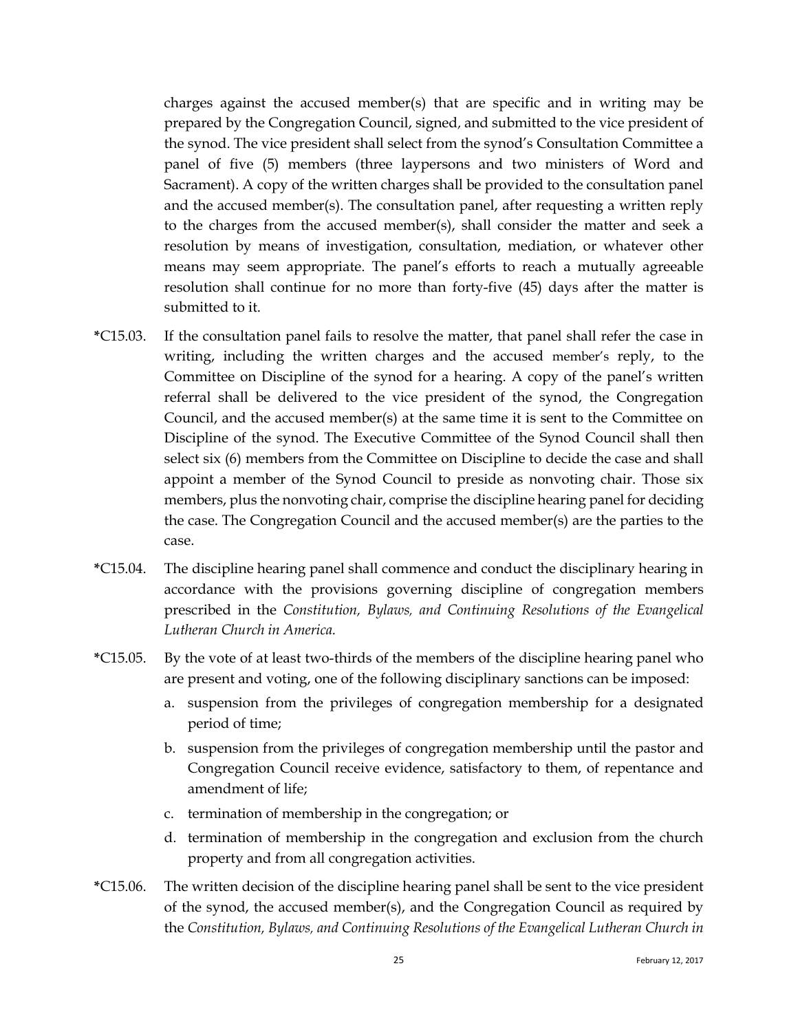charges against the accused member(s) that are specific and in writing may be prepared by the Congregation Council, signed, and submitted to the vice president of the synod. The vice president shall select from the synod's Consultation Committee a panel of five (5) members (three laypersons and two ministers of Word and Sacrament). A copy of the written charges shall be provided to the consultation panel and the accused member(s). The consultation panel, after requesting a written reply to the charges from the accused member(s), shall consider the matter and seek a resolution by means of investigation, consultation, mediation, or whatever other means may seem appropriate. The panel's efforts to reach a mutually agreeable resolution shall continue for no more than forty-five (45) days after the matter is submitted to it.

*C15.03. If the consultation panel fails to resolve the matter, that panel shall refer the case in writing, including the written charges and the accused member's reply, to the Committee on Discipline of the synod for a hearing. A copy of the panel's written referral shall be delivered to the vice president of the synod, the Congregation Council, and the accused member(s) at the same time it is sent to the Committee on Discipline of the synod. The Executive Committee of the Synod Council shall then select six (6) members from the Committee on Discipline to decide the case and shall appoint a member of the Synod Council to preside as nonvoting chair. Those six members, plus the nonvoting chair, comprise the discipline hearing panel for deciding the case. The Congregation Council and the accused member(s) are the parties to the case.

*C15.04. The discipline hearing panel shall commence and conduct the disciplinary hearing in accordance with the provisions governing discipline of congregation members prescribed in the *Constitution, Bylaws, and Continuing Resolutions of the Evangelical Lutheran Church in America.*

*C15.05. By the vote of at least two-thirds of the members of the discipline hearing panel who are present and voting, one of the following disciplinary sanctions can be imposed:

a. suspension from the privileges of congregation membership for a designated period of time;
b. suspension from the privileges of congregation membership until the pastor and Congregation Council receive evidence, satisfactory to them, of repentance and amendment of life;
c. termination of membership in the congregation; or
d. termination of membership in the congregation and exclusion from the church property and from all congregation activities.

*C15.06. The written decision of the discipline hearing panel shall be sent to the vice president of the synod, the accused member(s), and the Congregation Council as required by the *Constitution, Bylaws, and Continuing Resolutions of the Evangelical Lutheran Church in*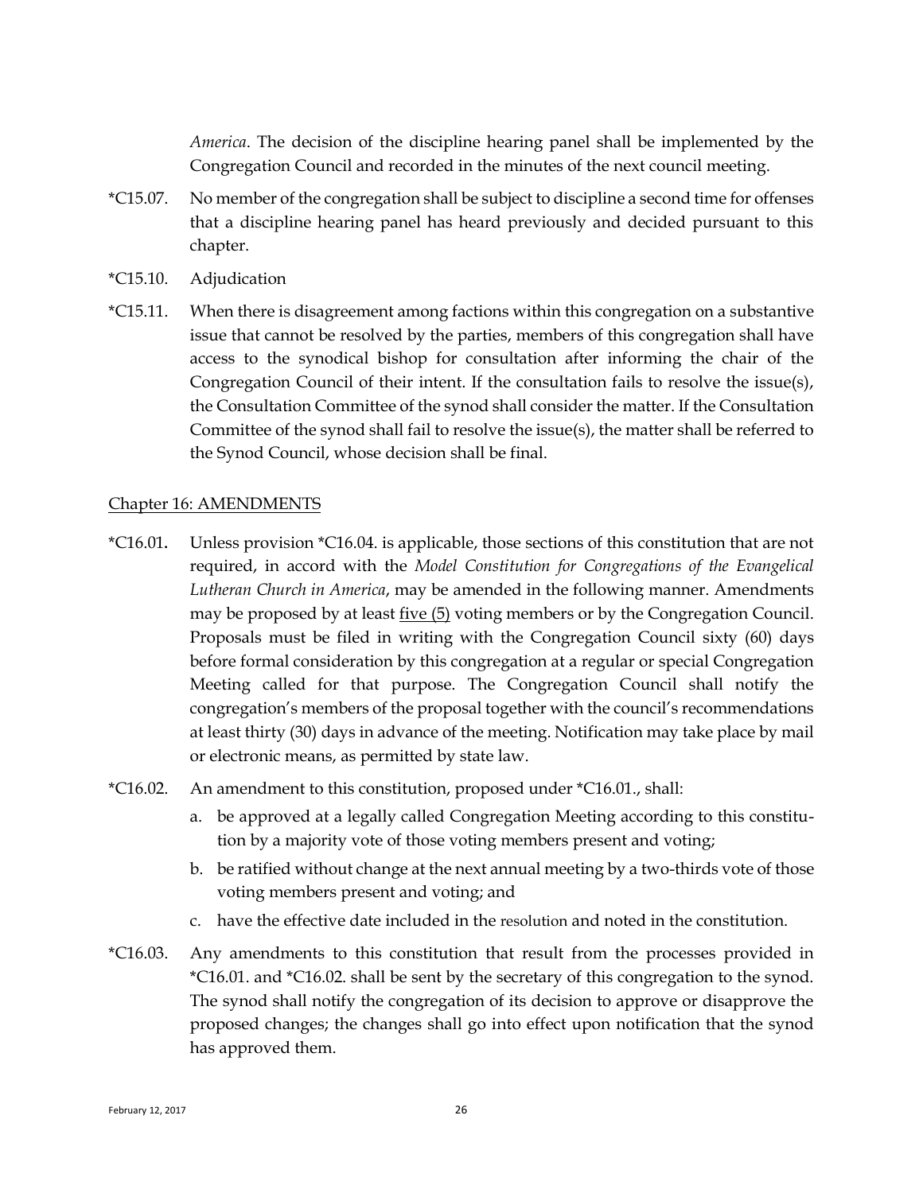*America*. The decision of the discipline hearing panel shall be implemented by the Congregation Council and recorded in the minutes of the next council meeting.

*C15.07. No member of the congregation shall be subject to discipline a second time for offenses that a discipline hearing panel has heard previously and decided pursuant to this chapter.

*C15.10. Adjudication

*C15.11. When there is disagreement among factions within this congregation on a substantive issue that cannot be resolved by the parties, members of this congregation shall have access to the synodical bishop for consultation after informing the chair of the Congregation Council of their intent. If the consultation fails to resolve the issue(s), the Consultation Committee of the synod shall consider the matter. If the Consultation Committee of the synod shall fail to resolve the issue(s), the matter shall be referred to the Synod Council, whose decision shall be final.

<u>Chapter 16: AMENDMENTS</u>

*C16.01. Unless provision *C16.04. is applicable, those sections of this constitution that are not required, in accord with the *Model Constitution for Congregations of the Evangelical Lutheran Church in America*, may be amended in the following manner. Amendments may be proposed by at least <u>five (5)</u> voting members or by the Congregation Council. Proposals must be filed in writing with the Congregation Council sixty (60) days before formal consideration by this congregation at a regular or special Congregation Meeting called for that purpose. The Congregation Council shall notify the congregation's members of the proposal together with the council's recommendations at least thirty (30) days in advance of the meeting. Notification may take place by mail or electronic means, as permitted by state law.

*C16.02. An amendment to this constitution, proposed under *C16.01., shall:

a. be approved at a legally called Congregation Meeting according to this constitution by a majority vote of those voting members present and voting;
b. be ratified without change at the next annual meeting by a two-thirds vote of those voting members present and voting; and
c. have the effective date included in the resolution and noted in the constitution.

*C16.03. Any amendments to this constitution that result from the processes provided in *C16.01. and *C16.02. shall be sent by the secretary of this congregation to the synod. The synod shall notify the congregation of its decision to approve or disapprove the proposed changes; the changes shall go into effect upon notification that the synod has approved them.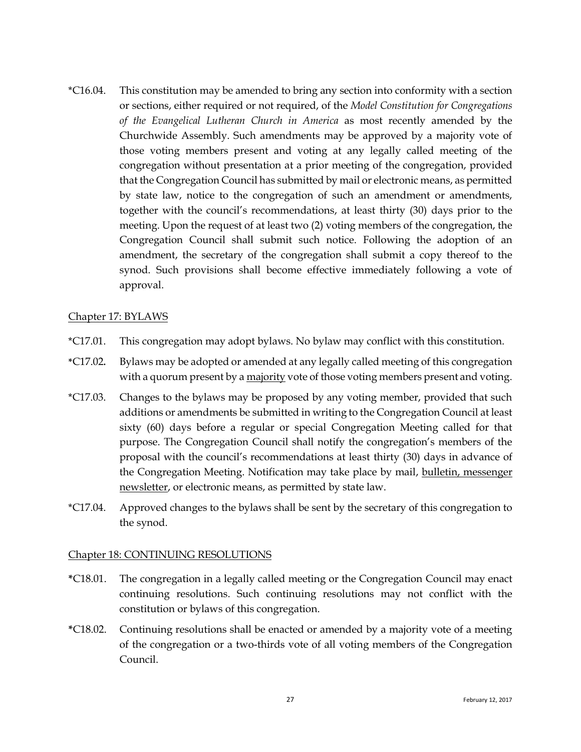*C16.04. This constitution may be amended to bring any section into conformity with a section or sections, either required or not required, of the *Model Constitution for Congregations of the Evangelical Lutheran Church in America* as most recently amended by the Churchwide Assembly. Such amendments may be approved by a majority vote of those voting members present and voting at any legally called meeting of the congregation without presentation at a prior meeting of the congregation, provided that the Congregation Council has submitted by mail or electronic means, as permitted by state law, notice to the congregation of such an amendment or amendments, together with the council's recommendations, at least thirty (30) days prior to the meeting. Upon the request of at least two (2) voting members of the congregation, the Congregation Council shall submit such notice. Following the adoption of an amendment, the secretary of the congregation shall submit a copy thereof to the synod. Such provisions shall become effective immediately following a vote of approval.

## Chapter 17: BYLAWS

*C17.01. This congregation may adopt bylaws. No bylaw may conflict with this constitution.

*C17.02. Bylaws may be adopted or amended at any legally called meeting of this congregation with a quorum present by a <u>majority</u> vote of those voting members present and voting.

*C17.03. Changes to the bylaws may be proposed by any voting member, provided that such additions or amendments be submitted in writing to the Congregation Council at least sixty (60) days before a regular or special Congregation Meeting called for that purpose. The Congregation Council shall notify the congregation's members of the proposal with the council's recommendations at least thirty (30) days in advance of the Congregation Meeting. Notification may take place by mail, <u>bulletin, messenger newsletter</u>, or electronic means, as permitted by state law.

*C17.04. Approved changes to the bylaws shall be sent by the secretary of this congregation to the synod.

## Chapter 18: CONTINUING RESOLUTIONS

*C18.01. The congregation in a legally called meeting or the Congregation Council may enact continuing resolutions. Such continuing resolutions may not conflict with the constitution or bylaws of this congregation.

*C18.02. Continuing resolutions shall be enacted or amended by a majority vote of a meeting of the congregation or a two-thirds vote of all voting members of the Congregation Council.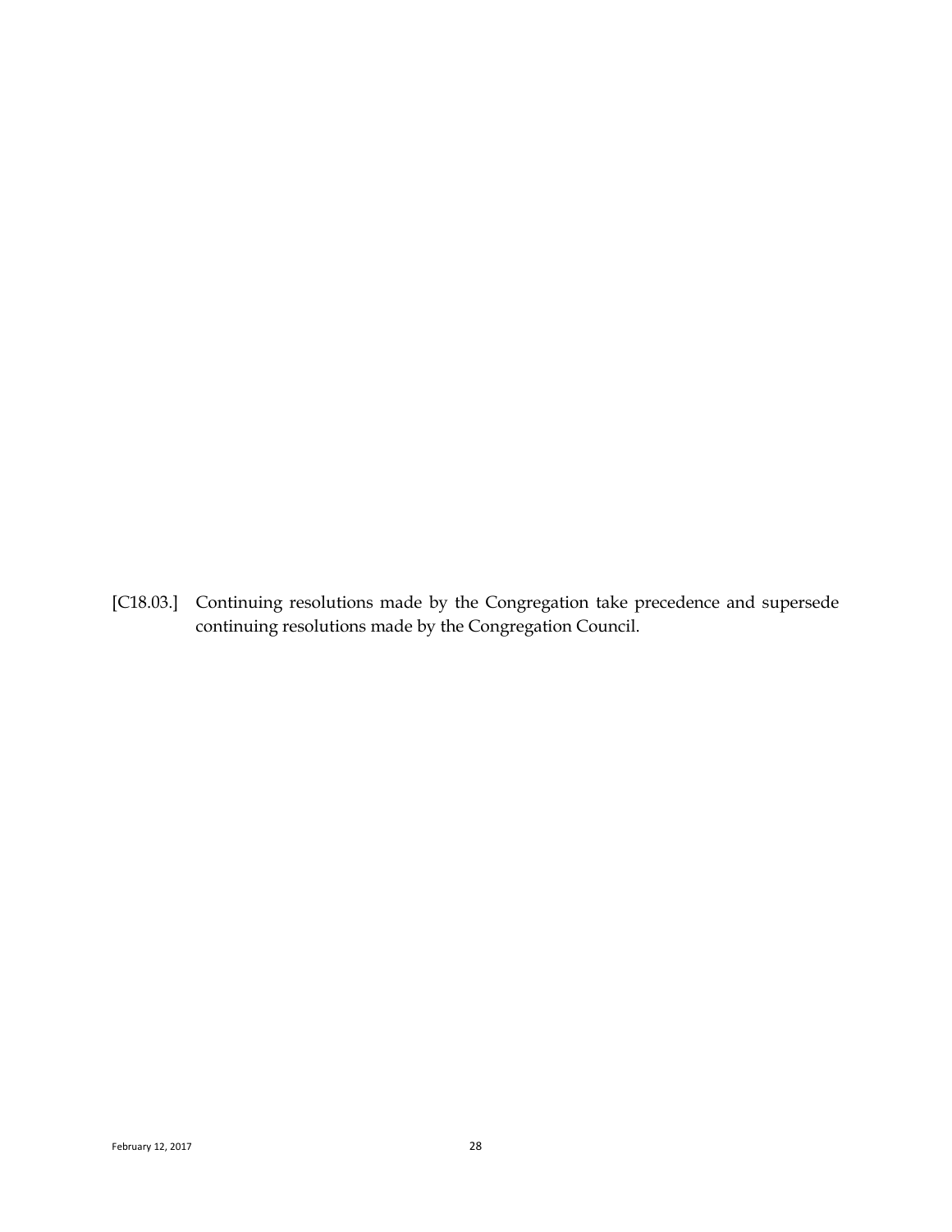[C18.03.] Continuing resolutions made by the Congregation take precedence and supersede continuing resolutions made by the Congregation Council.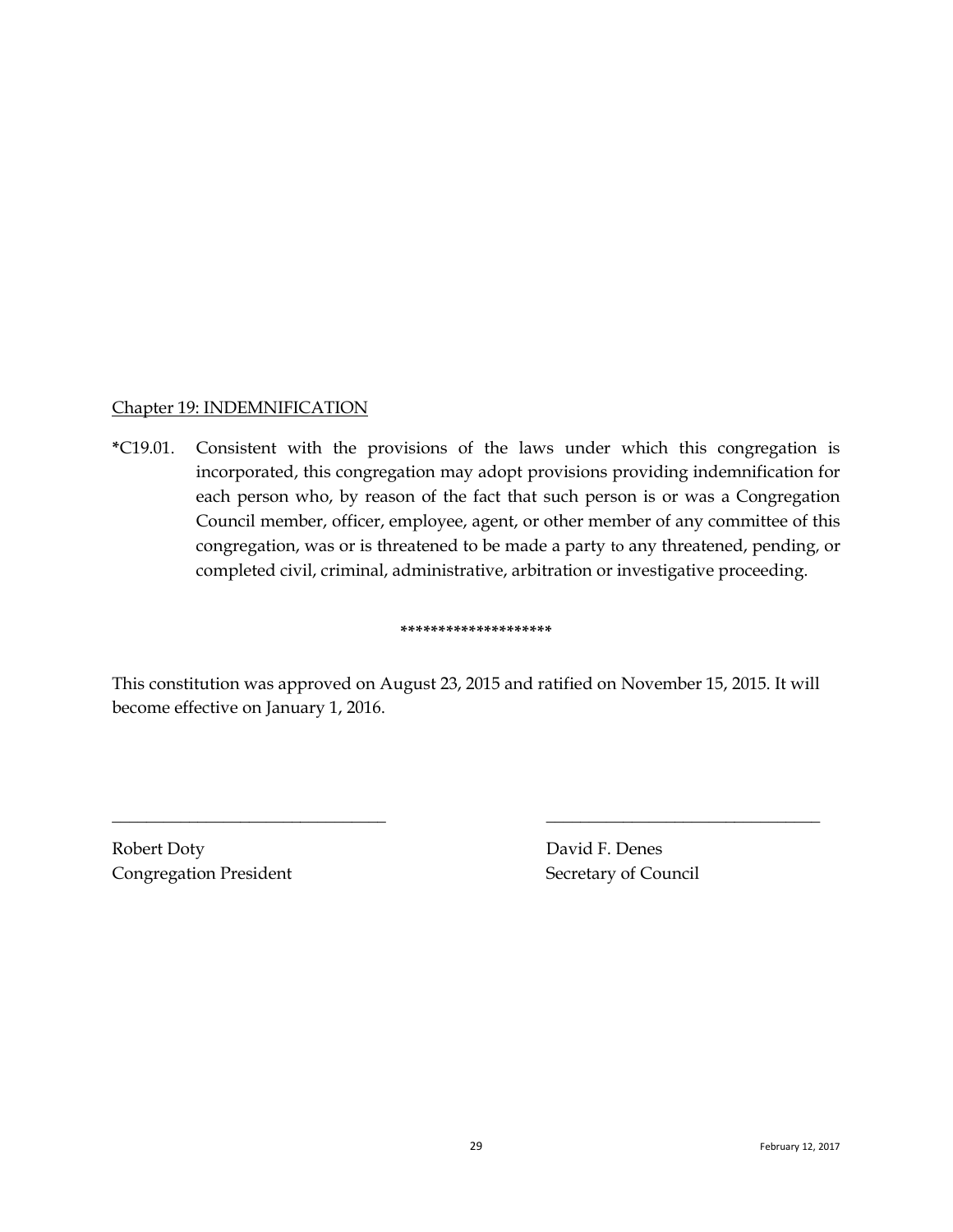Chapter 19: INDEMNIFICATION

*C19.01. Consistent with the provisions of the laws under which this congregation is incorporated, this congregation may adopt provisions providing indemnification for each person who, by reason of the fact that such person is or was a Congregation Council member, officer, employee, agent, or other member of any committee of this congregation, was or is threatened to be made a party to any threatened, pending, or completed civil, criminal, administrative, arbitration or investigative proceeding.

*******************

This constitution was approved on August 23, 2015 and ratified on November 15, 2015. It will become effective on January 1, 2016.

| \_\_\_\_\_\_\_\_\_\_\_\_\_\_\_\_\_\_\_\_\_\_\_\_\_\_\_\_\_\_\_\_ | \_\_\_\_\_\_\_\_\_\_\_\_\_\_\_\_\_\_\_\_\_\_\_\_\_\_\_\_\_\_\_\_ |
|---|---|
| Robert Doty | David F. Denes |
| Congregation President | Secretary of Council |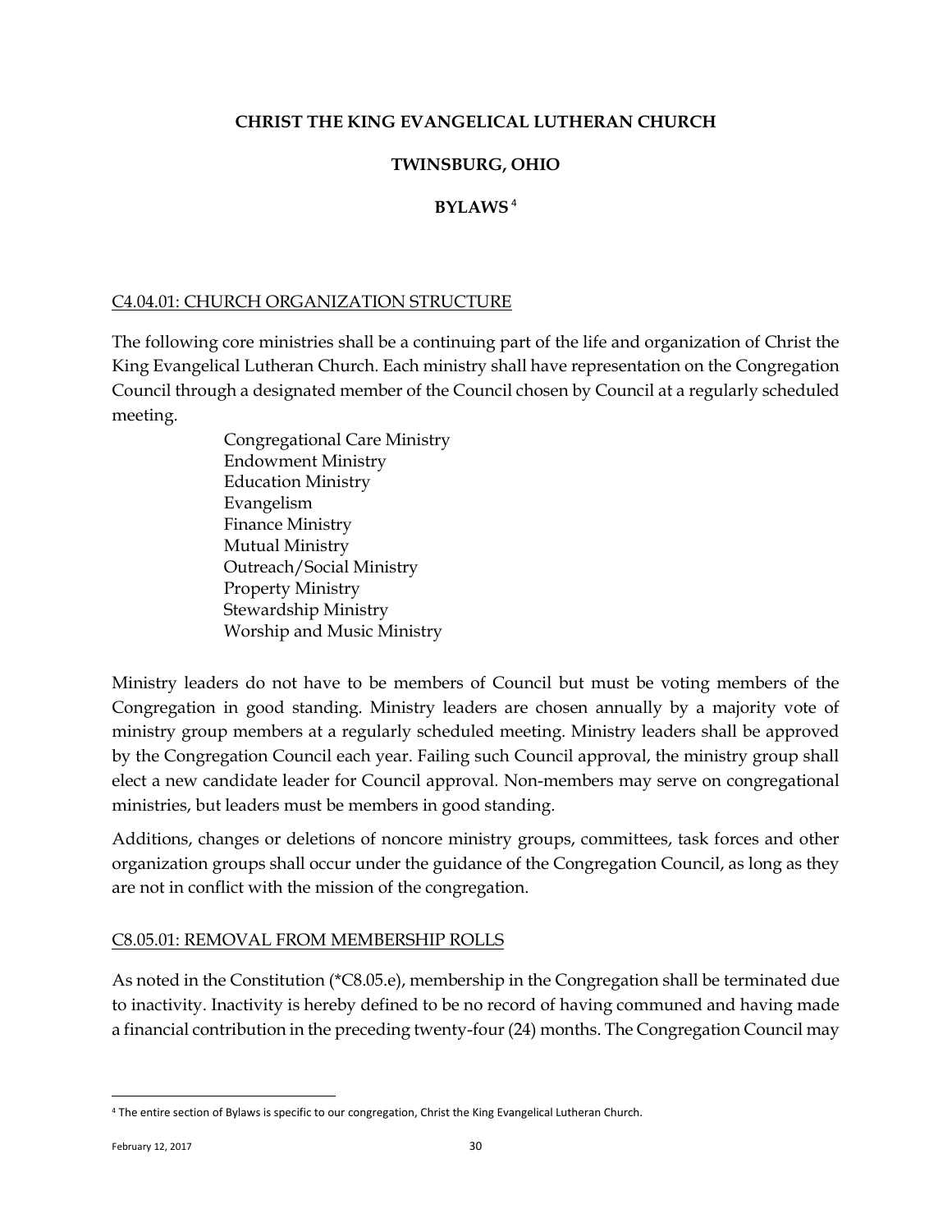# CHRIST THE KING EVANGELICAL LUTHERAN CHURCH

## TWINSBURG, OHIO

## BYLAWS [4]

C4.04.01: CHURCH ORGANIZATION STRUCTURE

The following core ministries shall be a continuing part of the life and organization of Christ the King Evangelical Lutheran Church. Each ministry shall have representation on the Congregation Council through a designated member of the Council chosen by Council at a regularly scheduled meeting.

- Congregational Care Ministry
- Endowment Ministry
- Education Ministry
- Evangelism
- Finance Ministry
- Mutual Ministry
- Outreach/Social Ministry
- Property Ministry
- Stewardship Ministry
- Worship and Music Ministry

Ministry leaders do not have to be members of Council but must be voting members of the Congregation in good standing. Ministry leaders are chosen annually by a majority vote of ministry group members at a regularly scheduled meeting. Ministry leaders shall be approved by the Congregation Council each year. Failing such Council approval, the ministry group shall elect a new candidate leader for Council approval. Non-members may serve on congregational ministries, but leaders must be members in good standing.

Additions, changes or deletions of noncore ministry groups, committees, task forces and other organization groups shall occur under the guidance of the Congregation Council, as long as they are not in conflict with the mission of the congregation.

C8.05.01: REMOVAL FROM MEMBERSHIP ROLLS

As noted in the Constitution (*C8.05.e), membership in the Congregation shall be terminated due to inactivity. Inactivity is hereby defined to be no record of having communed and having made a financial contribution in the preceding twenty-four (24) months. The Congregation Council may

[4] The entire section of Bylaws is specific to our congregation, Christ the King Evangelical Lutheran Church.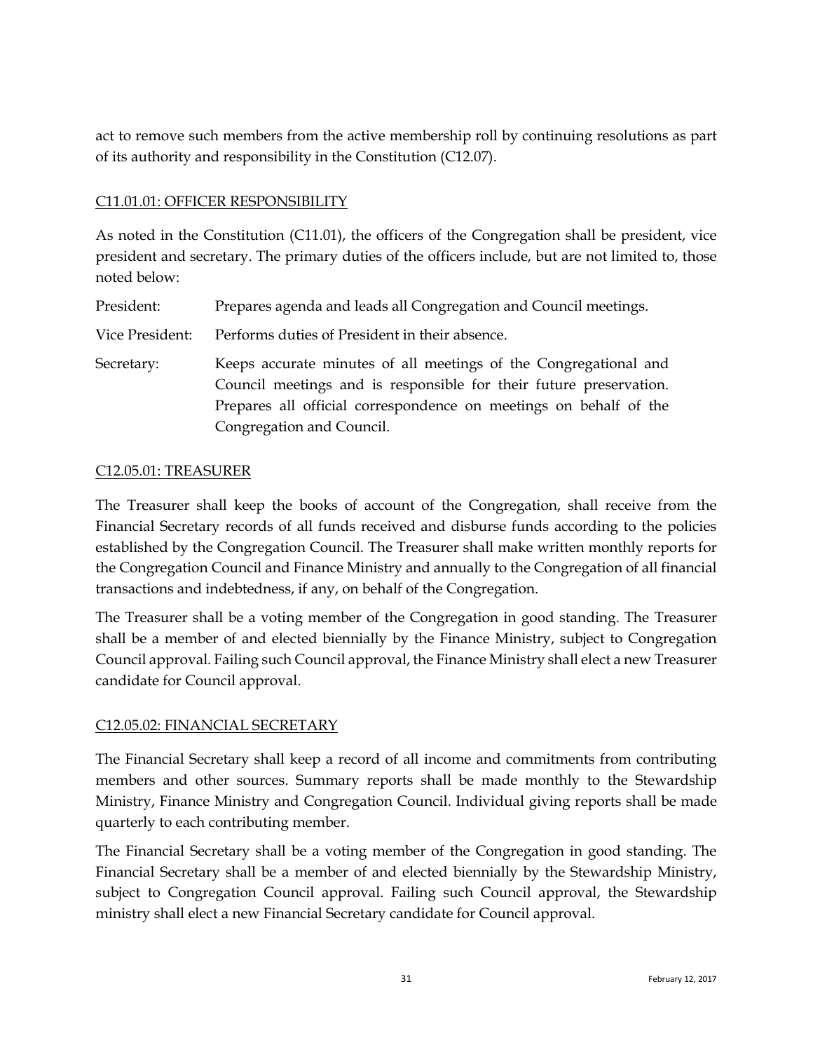act to remove such members from the active membership roll by continuing resolutions as part of its authority and responsibility in the Constitution (C12.07).

## C11.01.01: OFFICER RESPONSIBILITY

As noted in the Constitution (C11.01), the officers of the Congregation shall be president, vice president and secretary. The primary duties of the officers include, but are not limited to, those noted below:

| | |
|---|---|
| President: | Prepares agenda and leads all Congregation and Council meetings. |
| Vice President: | Performs duties of President in their absence. |
| Secretary: | Keeps accurate minutes of all meetings of the Congregational and Council meetings and is responsible for their future preservation. Prepares all official correspondence on meetings on behalf of the Congregation and Council. |

## C12.05.01: TREASURER

The Treasurer shall keep the books of account of the Congregation, shall receive from the Financial Secretary records of all funds received and disburse funds according to the policies established by the Congregation Council. The Treasurer shall make written monthly reports for the Congregation Council and Finance Ministry and annually to the Congregation of all financial transactions and indebtedness, if any, on behalf of the Congregation.

The Treasurer shall be a voting member of the Congregation in good standing. The Treasurer shall be a member of and elected biennially by the Finance Ministry, subject to Congregation Council approval. Failing such Council approval, the Finance Ministry shall elect a new Treasurer candidate for Council approval.

## C12.05.02: FINANCIAL SECRETARY

The Financial Secretary shall keep a record of all income and commitments from contributing members and other sources. Summary reports shall be made monthly to the Stewardship Ministry, Finance Ministry and Congregation Council. Individual giving reports shall be made quarterly to each contributing member.

The Financial Secretary shall be a voting member of the Congregation in good standing. The Financial Secretary shall be a member of and elected biennially by the Stewardship Ministry, subject to Congregation Council approval. Failing such Council approval, the Stewardship ministry shall elect a new Financial Secretary candidate for Council approval.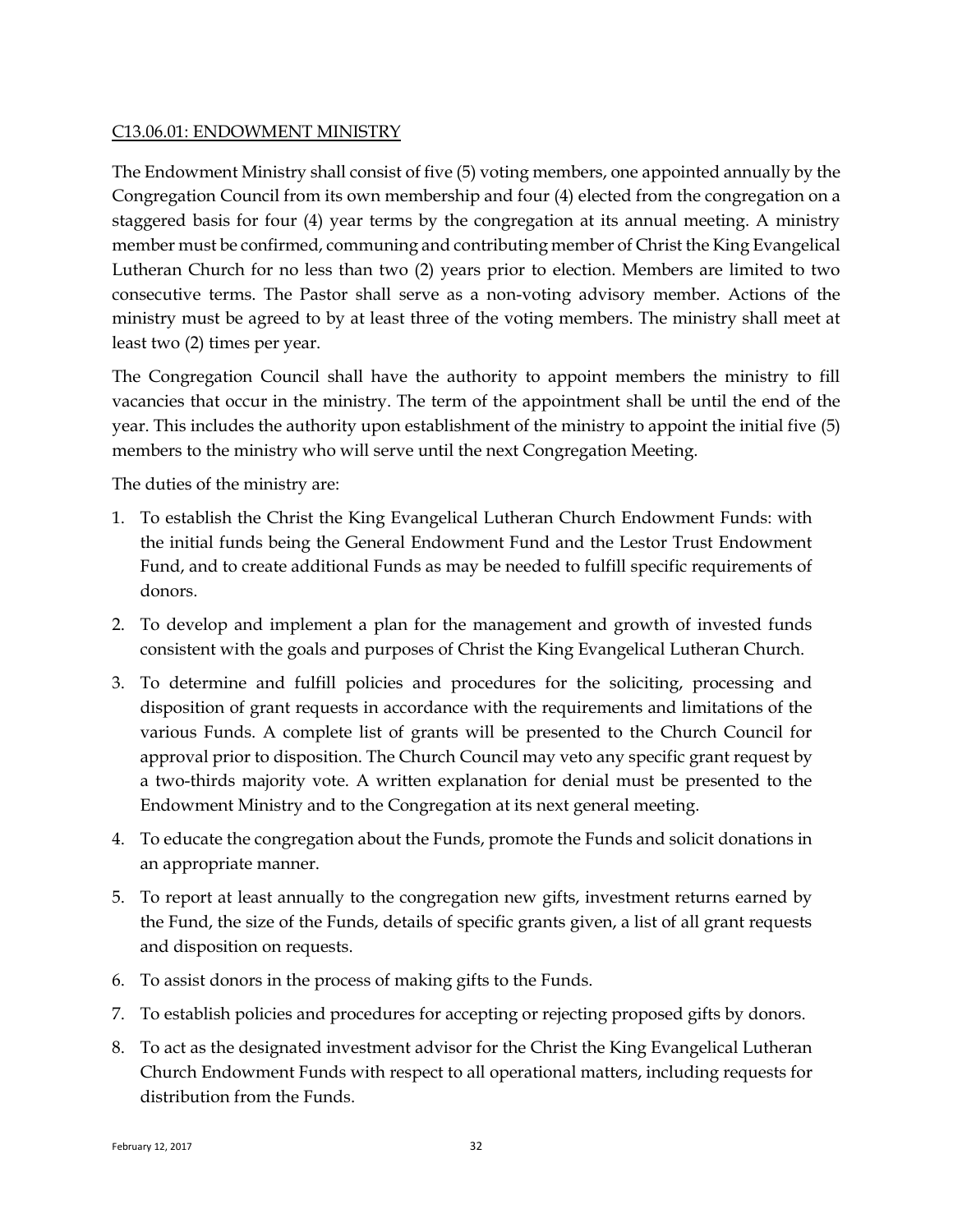C13.06.01: ENDOWMENT MINISTRY

The Endowment Ministry shall consist of five (5) voting members, one appointed annually by the Congregation Council from its own membership and four (4) elected from the congregation on a staggered basis for four (4) year terms by the congregation at its annual meeting. A ministry member must be confirmed, communing and contributing member of Christ the King Evangelical Lutheran Church for no less than two (2) years prior to election. Members are limited to two consecutive terms. The Pastor shall serve as a non-voting advisory member. Actions of the ministry must be agreed to by at least three of the voting members. The ministry shall meet at least two (2) times per year.

The Congregation Council shall have the authority to appoint members the ministry to fill vacancies that occur in the ministry. The term of the appointment shall be until the end of the year. This includes the authority upon establishment of the ministry to appoint the initial five (5) members to the ministry who will serve until the next Congregation Meeting.

The duties of the ministry are:

1. To establish the Christ the King Evangelical Lutheran Church Endowment Funds: with the initial funds being the General Endowment Fund and the Lestor Trust Endowment Fund, and to create additional Funds as may be needed to fulfill specific requirements of donors.
2. To develop and implement a plan for the management and growth of invested funds consistent with the goals and purposes of Christ the King Evangelical Lutheran Church.
3. To determine and fulfill policies and procedures for the soliciting, processing and disposition of grant requests in accordance with the requirements and limitations of the various Funds. A complete list of grants will be presented to the Church Council for approval prior to disposition. The Church Council may veto any specific grant request by a two-thirds majority vote. A written explanation for denial must be presented to the Endowment Ministry and to the Congregation at its next general meeting.
4. To educate the congregation about the Funds, promote the Funds and solicit donations in an appropriate manner.
5. To report at least annually to the congregation new gifts, investment returns earned by the Fund, the size of the Funds, details of specific grants given, a list of all grant requests and disposition on requests.
6. To assist donors in the process of making gifts to the Funds.
7. To establish policies and procedures for accepting or rejecting proposed gifts by donors.
8. To act as the designated investment advisor for the Christ the King Evangelical Lutheran Church Endowment Funds with respect to all operational matters, including requests for distribution from the Funds.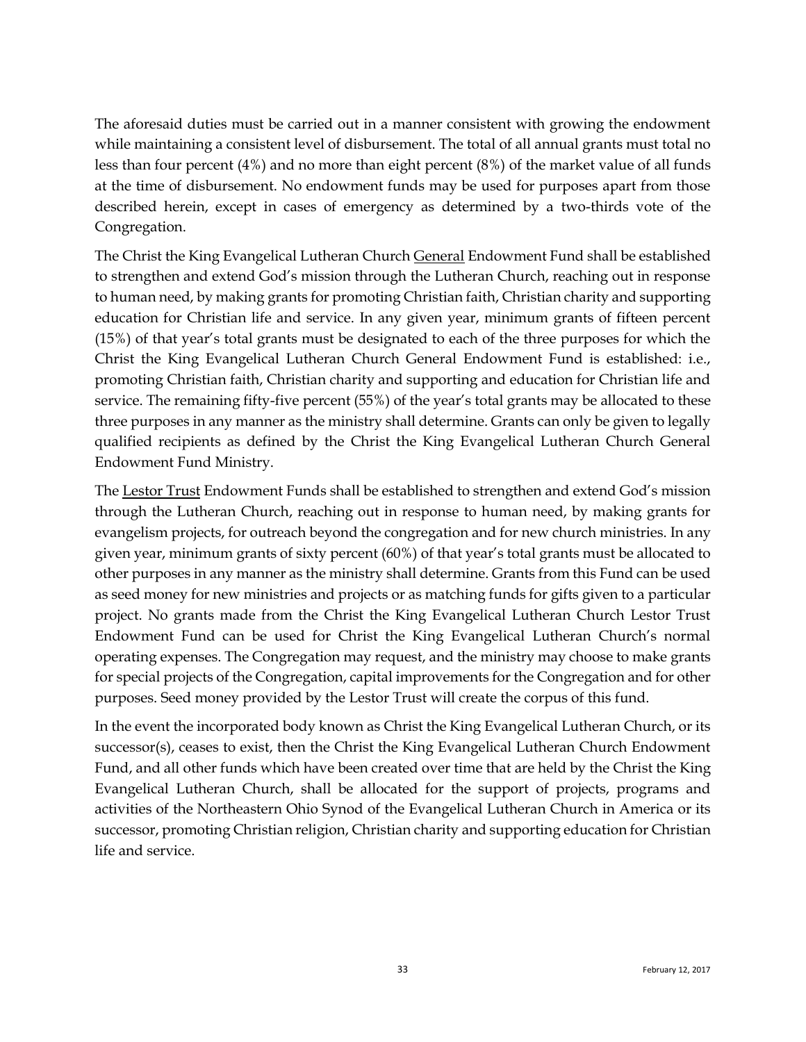The aforesaid duties must be carried out in a manner consistent with growing the endowment while maintaining a consistent level of disbursement. The total of all annual grants must total no less than four percent (4%) and no more than eight percent (8%) of the market value of all funds at the time of disbursement. No endowment funds may be used for purposes apart from those described herein, except in cases of emergency as determined by a two-thirds vote of the Congregation.

The Christ the King Evangelical Lutheran Church <u>General</u> Endowment Fund shall be established to strengthen and extend God's mission through the Lutheran Church, reaching out in response to human need, by making grants for promoting Christian faith, Christian charity and supporting education for Christian life and service. In any given year, minimum grants of fifteen percent (15%) of that year's total grants must be designated to each of the three purposes for which the Christ the King Evangelical Lutheran Church General Endowment Fund is established: i.e., promoting Christian faith, Christian charity and supporting and education for Christian life and service. The remaining fifty-five percent (55%) of the year's total grants may be allocated to these three purposes in any manner as the ministry shall determine. Grants can only be given to legally qualified recipients as defined by the Christ the King Evangelical Lutheran Church General Endowment Fund Ministry.

The <u>Lestor Trust</u> Endowment Funds shall be established to strengthen and extend God's mission through the Lutheran Church, reaching out in response to human need, by making grants for evangelism projects, for outreach beyond the congregation and for new church ministries. In any given year, minimum grants of sixty percent (60%) of that year's total grants must be allocated to other purposes in any manner as the ministry shall determine. Grants from this Fund can be used as seed money for new ministries and projects or as matching funds for gifts given to a particular project. No grants made from the Christ the King Evangelical Lutheran Church Lestor Trust Endowment Fund can be used for Christ the King Evangelical Lutheran Church's normal operating expenses. The Congregation may request, and the ministry may choose to make grants for special projects of the Congregation, capital improvements for the Congregation and for other purposes. Seed money provided by the Lestor Trust will create the corpus of this fund.

In the event the incorporated body known as Christ the King Evangelical Lutheran Church, or its successor(s), ceases to exist, then the Christ the King Evangelical Lutheran Church Endowment Fund, and all other funds which have been created over time that are held by the Christ the King Evangelical Lutheran Church, shall be allocated for the support of projects, programs and activities of the Northeastern Ohio Synod of the Evangelical Lutheran Church in America or its successor, promoting Christian religion, Christian charity and supporting education for Christian life and service.